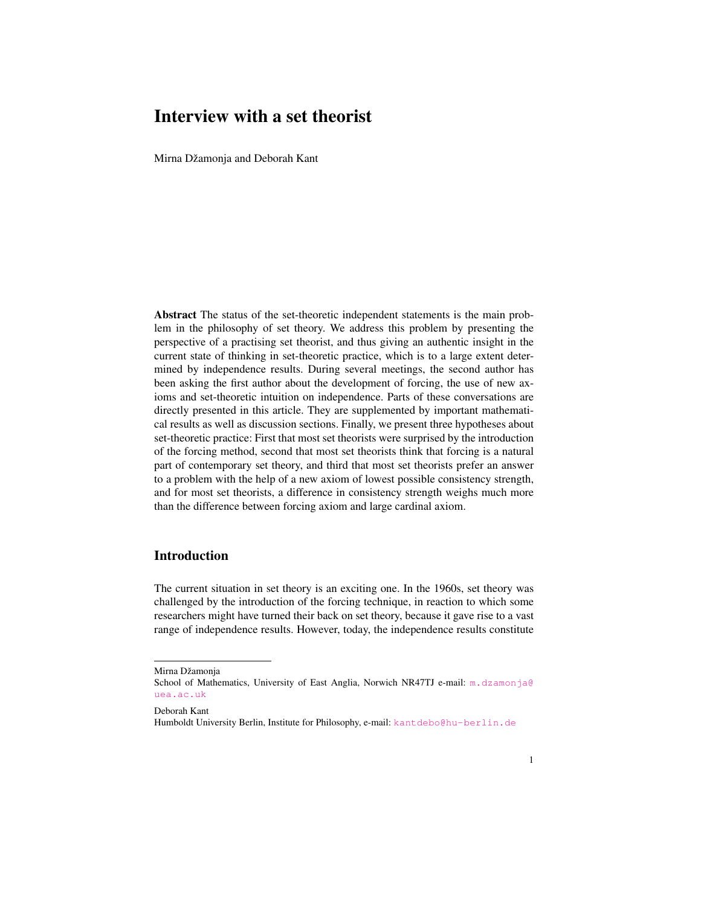# Interview with a set theorist

Mirna Džamonja and Deborah Kant

**Abstract** The status of the set-theoretic independent statements is the main problem in the philosophy of set theory. We address this problem by presenting the perspective of a practising set theorist, and thus giving an authentic insight in the current state of thinking in set-theoretic practice, which is to a large extent determined by independence results. During several meetings, the second author has been asking the first author about the development of forcing, the use of new axioms and set-theoretic intuition on independence. Parts of these conversations are directly presented in this article. They are supplemented by important mathematical results as well as discussion sections. Finally, we present three hypotheses about set-theoretic practice: First that most set theorists were surprised by the introduction of the forcing method, second that most set theorists think that forcing is a natural part of contemporary set theory, and third that most set theorists prefer an answer to a problem with the help of a new axiom of lowest possible consistency strength, and for most set theorists, a difference in consistency strength weighs much more than the difference between forcing axiom and large cardinal axiom.

## Introduction

The current situation in set theory is an exciting one. In the 1960s, set theory was challenged by the introduction of the forcing technique, in reaction to which some researchers might have turned their back on set theory, because it gave rise to a vast range of independence results. However, today, the independence results constitute

---

Mirna Džamonja
School of Mathematics, University of East Anglia, Norwich NR47TJ e-mail: m.dzamonja@uea.ac.uk

Deborah Kant
Humboldt University Berlin, Institute for Philosophy, e-mail: kantdebo@hu-berlin.de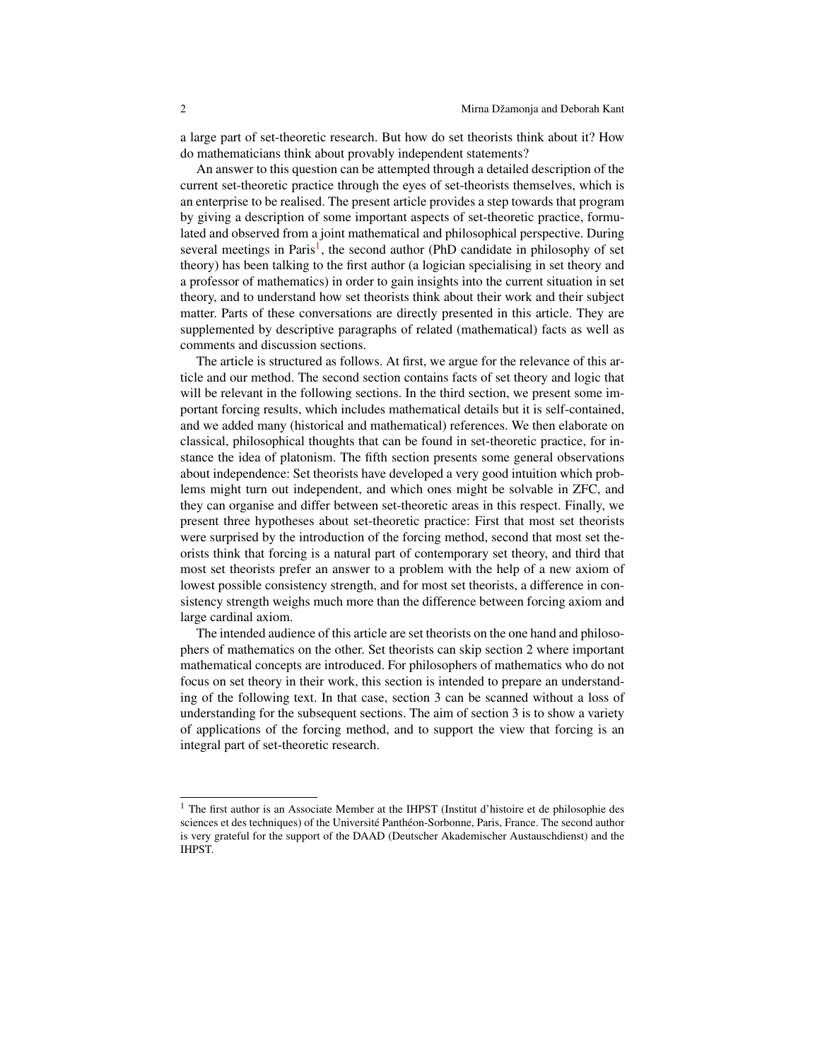a large part of set-theoretic research. But how do set theorists think about it? How do mathematicians think about provably independent statements?

An answer to this question can be attempted through a detailed description of the current set-theoretic practice through the eyes of set-theorists themselves, which is an enterprise to be realised. The present article provides a step towards that program by giving a description of some important aspects of set-theoretic practice, formulated and observed from a joint mathematical and philosophical perspective. During several meetings in Paris[1], the second author (PhD candidate in philosophy of set theory) has been talking to the first author (a logician specialising in set theory and a professor of mathematics) in order to gain insights into the current situation in set theory, and to understand how set theorists think about their work and their subject matter. Parts of these conversations are directly presented in this article. They are supplemented by descriptive paragraphs of related (mathematical) facts as well as comments and discussion sections.

The article is structured as follows. At first, we argue for the relevance of this article and our method. The second section contains facts of set theory and logic that will be relevant in the following sections. In the third section, we present some important forcing results, which includes mathematical details but it is self-contained, and we added many (historical and mathematical) references. We then elaborate on classical, philosophical thoughts that can be found in set-theoretic practice, for instance the idea of platonism. The fifth section presents some general observations about independence: Set theorists have developed a very good intuition which problems might turn out independent, and which ones might be solvable in ZFC, and they can organise and differ between set-theoretic areas in this respect. Finally, we present three hypotheses about set-theoretic practice: First that most set theorists were surprised by the introduction of the forcing method, second that most set theorists think that forcing is a natural part of contemporary set theory, and third that most set theorists prefer an answer to a problem with the help of a new axiom of lowest possible consistency strength, and for most set theorists, a difference in consistency strength weighs much more than the difference between forcing axiom and large cardinal axiom.

The intended audience of this article are set theorists on the one hand and philosophers of mathematics on the other. Set theorists can skip section 2 where important mathematical concepts are introduced. For philosophers of mathematics who do not focus on set theory in their work, this section is intended to prepare an understanding of the following text. In that case, section 3 can be scanned without a loss of understanding for the subsequent sections. The aim of section 3 is to show a variety of applications of the forcing method, and to support the view that forcing is an integral part of set-theoretic research.

---

[1] The first author is an Associate Member at the IHPST (Institut d'histoire et de philosophie des sciences et des techniques) of the Université Panthéon-Sorbonne, Paris, France. The second author is very grateful for the support of the DAAD (Deutscher Akademischer Austauschdienst) and the IHPST.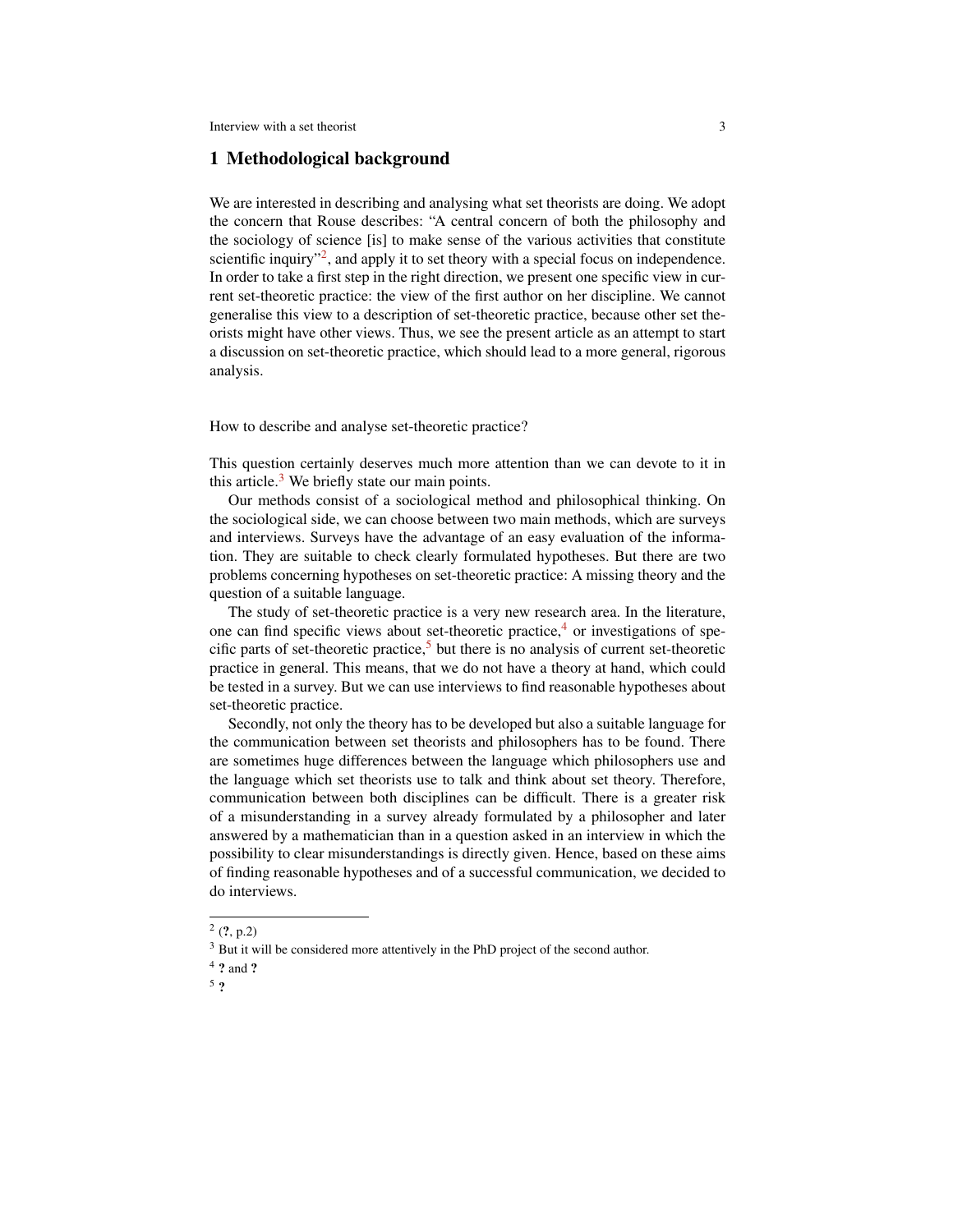## 1 Methodological background

We are interested in describing and analysing what set theorists are doing. We adopt the concern that Rouse describes: "A central concern of both the philosophy and the sociology of science [is] to make sense of the various activities that constitute scientific inquiry"[2], and apply it to set theory with a special focus on independence. In order to take a first step in the right direction, we present one specific view in current set-theoretic practice: the view of the first author on her discipline. We cannot generalise this view to a description of set-theoretic practice, because other set theorists might have other views. Thus, we see the present article as an attempt to start a discussion on set-theoretic practice, which should lead to a more general, rigorous analysis.

How to describe and analyse set-theoretic practice?

This question certainly deserves much more attention than we can devote to it in this article.[3] We briefly state our main points.

Our methods consist of a sociological method and philosophical thinking. On the sociological side, we can choose between two main methods, which are surveys and interviews. Surveys have the advantage of an easy evaluation of the information. They are suitable to check clearly formulated hypotheses. But there are two problems concerning hypotheses on set-theoretic practice: A missing theory and the question of a suitable language.

The study of set-theoretic practice is a very new research area. In the literature, one can find specific views about set-theoretic practice,[4] or investigations of specific parts of set-theoretic practice,[5] but there is no analysis of current set-theoretic practice in general. This means, that we do not have a theory at hand, which could be tested in a survey. But we can use interviews to find reasonable hypotheses about set-theoretic practice.

Secondly, not only the theory has to be developed but also a suitable language for the communication between set theorists and philosophers has to be found. There are sometimes huge differences between the language which philosophers use and the language which set theorists use to talk and think about set theory. Therefore, communication between both disciplines can be difficult. There is a greater risk of a misunderstanding in a survey already formulated by a philosopher and later answered by a mathematician than in a question asked in an interview in which the possibility to clear misunderstandings is directly given. Hence, based on these aims of finding reasonable hypotheses and of a successful communication, we decided to do interviews.

---

[2] (**?**, p.2)

[3] But it will be considered more attentively in the PhD project of the second author.

[4] **?** and **?**

[5] **?**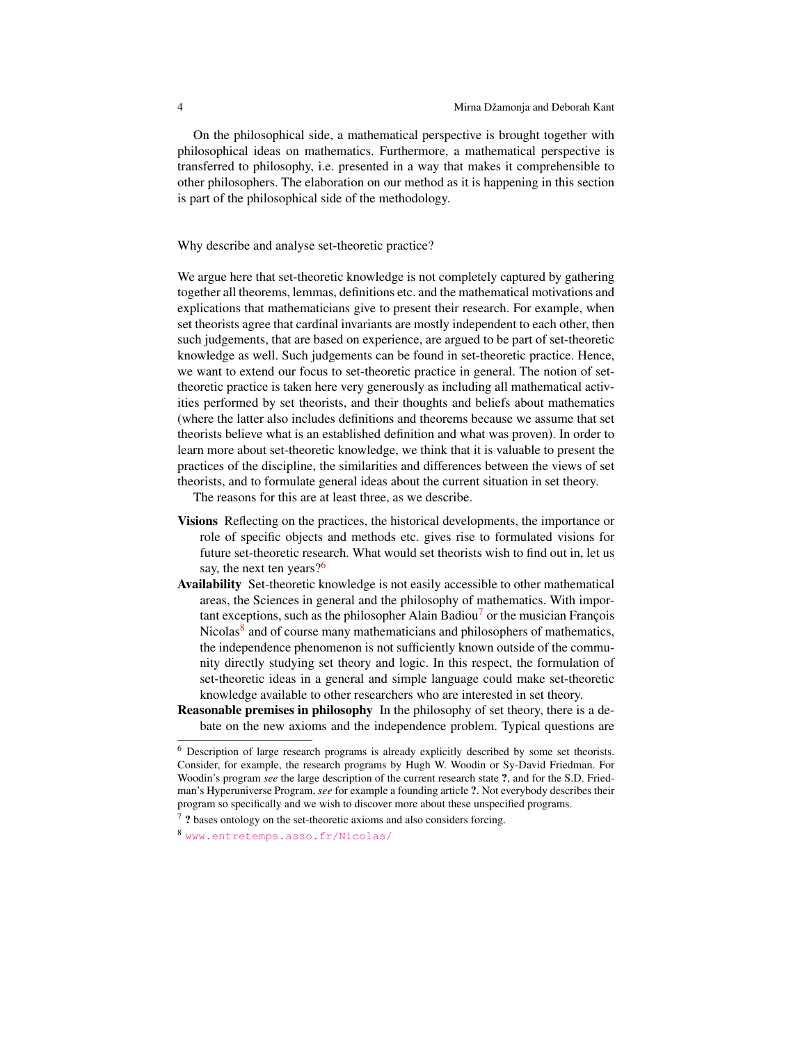On the philosophical side, a mathematical perspective is brought together with philosophical ideas on mathematics. Furthermore, a mathematical perspective is transferred to philosophy, i.e. presented in a way that makes it comprehensible to other philosophers. The elaboration on our method as it is happening in this section is part of the philosophical side of the methodology.

Why describe and analyse set-theoretic practice?

We argue here that set-theoretic knowledge is not completely captured by gathering together all theorems, lemmas, definitions etc. and the mathematical motivations and explications that mathematicians give to present their research. For example, when set theorists agree that cardinal invariants are mostly independent to each other, then such judgements, that are based on experience, are argued to be part of set-theoretic knowledge as well. Such judgements can be found in set-theoretic practice. Hence, we want to extend our focus to set-theoretic practice in general. The notion of set-theoretic practice is taken here very generously as including all mathematical activities performed by set theorists, and their thoughts and beliefs about mathematics (where the latter also includes definitions and theorems because we assume that set theorists believe what is an established definition and what was proven). In order to learn more about set-theoretic knowledge, we think that it is valuable to present the practices of the discipline, the similarities and differences between the views of set theorists, and to formulate general ideas about the current situation in set theory.

The reasons for this are at least three, as we describe.

**Visions** Reflecting on the practices, the historical developments, the importance or role of specific objects and methods etc. gives rise to formulated visions for future set-theoretic research. What would set theorists wish to find out in, let us say, the next ten years?[6]

**Availability** Set-theoretic knowledge is not easily accessible to other mathematical areas, the Sciences in general and the philosophy of mathematics. With important exceptions, such as the philosopher Alain Badiou[7] or the musician François Nicolas[8] and of course many mathematicians and philosophers of mathematics, the independence phenomenon is not sufficiently known outside of the community directly studying set theory and logic. In this respect, the formulation of set-theoretic ideas in a general and simple language could make set-theoretic knowledge available to other researchers who are interested in set theory.

**Reasonable premises in philosophy** In the philosophy of set theory, there is a debate on the new axioms and the independence problem. Typical questions are

---

[6] Description of large research programs is already explicitly described by some set theorists. Consider, for example, the research programs by Hugh W. Woodin or Sy-David Friedman. For Woodin's program *see* the large description of the current research state **?**, and for the S.D. Friedman's Hyperuniverse Program, *see* for example a founding article **?**. Not everybody describes their program so specifically and we wish to discover more about these unspecified programs.

[7] **?** bases ontology on the set-theoretic axioms and also considers forcing.

[8] www.entretemps.asso.fr/Nicolas/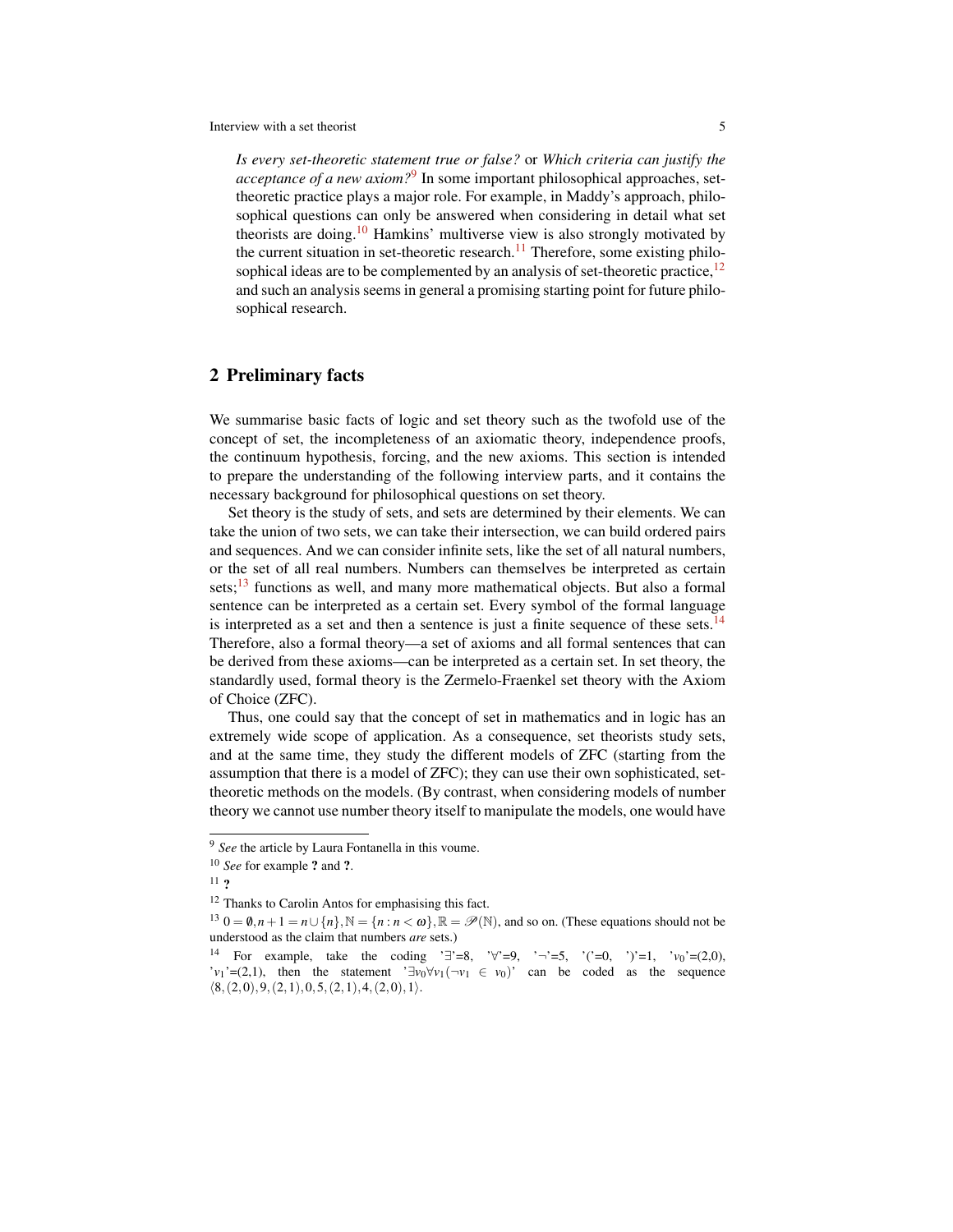*Is every set-theoretic statement true or false?* or *Which criteria can justify the acceptance of a new axiom?*[9] In some important philosophical approaches, set-theoretic practice plays a major role. For example, in Maddy's approach, philosophical questions can only be answered when considering in detail what set theorists are doing.[10] Hamkins' multiverse view is also strongly motivated by the current situation in set-theoretic research.[11] Therefore, some existing philosophical ideas are to be complemented by an analysis of set-theoretic practice,[12] and such an analysis seems in general a promising starting point for future philosophical research.

## 2 Preliminary facts

We summarise basic facts of logic and set theory such as the twofold use of the concept of set, the incompleteness of an axiomatic theory, independence proofs, the continuum hypothesis, forcing, and the new axioms. This section is intended to prepare the understanding of the following interview parts, and it contains the necessary background for philosophical questions on set theory.

Set theory is the study of sets, and sets are determined by their elements. We can take the union of two sets, we can take their intersection, we can build ordered pairs and sequences. And we can consider infinite sets, like the set of all natural numbers, or the set of all real numbers. Numbers can themselves be interpreted as certain sets;[13] functions as well, and many more mathematical objects. But also a formal sentence can be interpreted as a certain set. Every symbol of the formal language is interpreted as a set and then a sentence is just a finite sequence of these sets.[14] Therefore, also a formal theory—a set of axioms and all formal sentences that can be derived from these axioms—can be interpreted as a certain set. In set theory, the standardly used, formal theory is the Zermelo-Fraenkel set theory with the Axiom of Choice (ZFC).

Thus, one could say that the concept of set in mathematics and in logic has an extremely wide scope of application. As a consequence, set theorists study sets, and at the same time, they study the different models of ZFC (starting from the assumption that there is a model of ZFC); they can use their own sophisticated, set-theoretic methods on the models. (By contrast, when considering models of number theory we cannot use number theory itself to manipulate the models, one would have

---

[9] *See* the article by Laura Fontanella in this voume.

[10] *See* for example **?** and **?**.

[11] **?**

[12] Thanks to Carolin Antos for emphasising this fact.

[13] $0 = \emptyset, n+1 = n \cup \{n\}, \mathbb{N} = \{n : n < \omega\}, \mathbb{R} = \mathscr{P}(\mathbb{N})$, and so on. (These equations should not be understood as the claim that numbers *are* sets.)

[14] For example, take the coding '$\exists$'=8, '$\forall$'=9, '$\neg$'=5, '('=0, ')'=1, '$v_0$'=(2,0), '$v_1$'=(2,1), then the statement '$\exists v_0 \forall v_1 (\neg v_1 \in v_0)$' can be coded as the sequence $\langle 8,(2,0),9,(2,1),0,5,(2,1),4,(2,0),1\rangle$.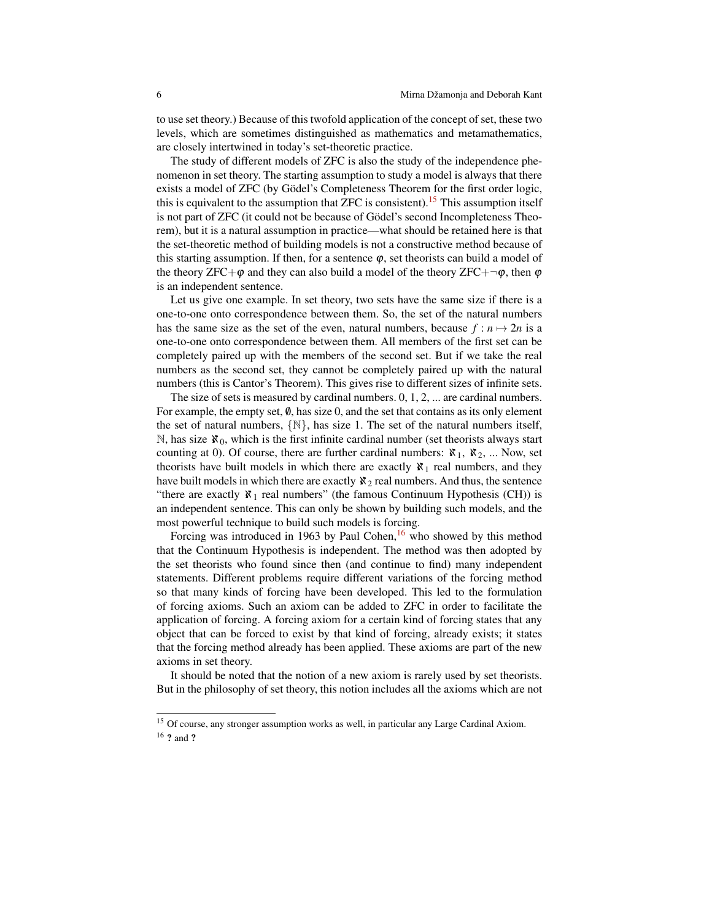to use set theory.) Because of this twofold application of the concept of set, these two levels, which are sometimes distinguished as mathematics and metamathematics, are closely intertwined in today's set-theoretic practice.

The study of different models of ZFC is also the study of the independence phenomenon in set theory. The starting assumption to study a model is always that there exists a model of ZFC (by Gödel's Completeness Theorem for the first order logic, this is equivalent to the assumption that ZFC is consistent).[15] This assumption itself is not part of ZFC (it could not be because of Gödel's second Incompleteness Theorem), but it is a natural assumption in practice—what should be retained here is that the set-theoretic method of building models is not a constructive method because of this starting assumption. If then, for a sentence $\varphi$, set theorists can build a model of the theory ZFC+$\varphi$ and they can also build a model of the theory ZFC+$\neg\varphi$, then $\varphi$ is an independent sentence.

Let us give one example. In set theory, two sets have the same size if there is a one-to-one onto correspondence between them. So, the set of the natural numbers has the same size as the set of the even, natural numbers, because $f : n \mapsto 2n$ is a one-to-one onto correspondence between them. All members of the first set can be completely paired up with the members of the second set. But if we take the real numbers as the second set, they cannot be completely paired up with the natural numbers (this is Cantor's Theorem). This gives rise to different sizes of infinite sets.

The size of sets is measured by cardinal numbers. 0, 1, 2, ... are cardinal numbers. For example, the empty set, $\emptyset$, has size 0, and the set that contains as its only element the set of natural numbers, $\{\mathbb{N}\}$, has size 1. The set of the natural numbers itself, $\mathbb{N}$, has size $\aleph_0$, which is the first infinite cardinal number (set theorists always start counting at 0). Of course, there are further cardinal numbers: $\aleph_1$, $\aleph_2$, ... Now, set theorists have built models in which there are exactly $\aleph_1$ real numbers, and they have built models in which there are exactly $\aleph_2$ real numbers. And thus, the sentence "there are exactly $\aleph_1$ real numbers" (the famous Continuum Hypothesis (CH)) is an independent sentence. This can only be shown by building such models, and the most powerful technique to build such models is forcing.

Forcing was introduced in 1963 by Paul Cohen,[16] who showed by this method that the Continuum Hypothesis is independent. The method was then adopted by the set theorists who found since then (and continue to find) many independent statements. Different problems require different variations of the forcing method so that many kinds of forcing have been developed. This led to the formulation of forcing axioms. Such an axiom can be added to ZFC in order to facilitate the application of forcing. A forcing axiom for a certain kind of forcing states that any object that can be forced to exist by that kind of forcing, already exists; it states that the forcing method already has been applied. These axioms are part of the new axioms in set theory.

It should be noted that the notion of a new axiom is rarely used by set theorists. But in the philosophy of set theory, this notion includes all the axioms which are not

[15] Of course, any stronger assumption works as well, in particular any Large Cardinal Axiom.

[16] **?** and **?**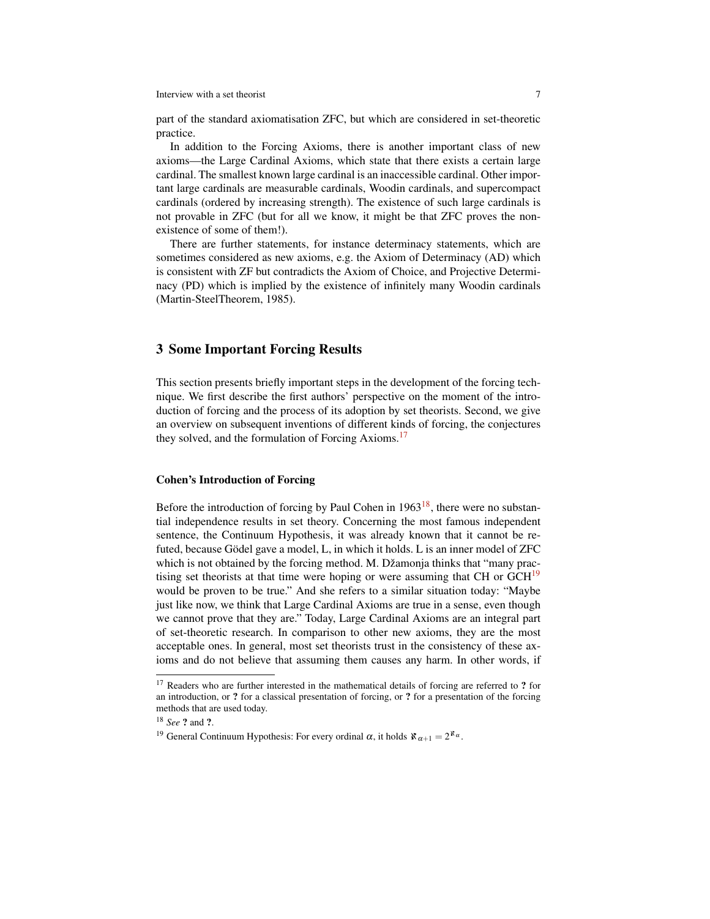part of the standard axiomatisation ZFC, but which are considered in set-theoretic practice.

In addition to the Forcing Axioms, there is another important class of new axioms—the Large Cardinal Axioms, which state that there exists a certain large cardinal. The smallest known large cardinal is an inaccessible cardinal. Other important large cardinals are measurable cardinals, Woodin cardinals, and supercompact cardinals (ordered by increasing strength). The existence of such large cardinals is not provable in ZFC (but for all we know, it might be that ZFC proves the non-existence of some of them!).

There are further statements, for instance determinacy statements, which are sometimes considered as new axioms, e.g. the Axiom of Determinacy (AD) which is consistent with ZF but contradicts the Axiom of Choice, and Projective Determinacy (PD) which is implied by the existence of infinitely many Woodin cardinals (Martin-SteelTheorem, 1985).

## 3 Some Important Forcing Results

This section presents briefly important steps in the development of the forcing technique. We first describe the first authors' perspective on the moment of the introduction of forcing and the process of its adoption by set theorists. Second, we give an overview on subsequent inventions of different kinds of forcing, the conjectures they solved, and the formulation of Forcing Axioms.[17]

### Cohen's Introduction of Forcing

Before the introduction of forcing by Paul Cohen in 1963[18], there were no substantial independence results in set theory. Concerning the most famous independent sentence, the Continuum Hypothesis, it was already known that it cannot be refuted, because Gödel gave a model, L, in which it holds. L is an inner model of ZFC which is not obtained by the forcing method. M. Džamonja thinks that "many practising set theorists at that time were hoping or were assuming that CH or GCH[19] would be proven to be true." And she refers to a similar situation today: "Maybe just like now, we think that Large Cardinal Axioms are true in a sense, even though we cannot prove that they are." Today, Large Cardinal Axioms are an integral part of set-theoretic research. In comparison to other new axioms, they are the most acceptable ones. In general, most set theorists trust in the consistency of these axioms and do not believe that assuming them causes any harm. In other words, if

---

[17] Readers who are further interested in the mathematical details of forcing are referred to **?** for an introduction, or **?** for a classical presentation of forcing, or **?** for a presentation of the forcing methods that are used today.

[18] *See* **?** and **?**.

[19] General Continuum Hypothesis: For every ordinal $\alpha$, it holds $\aleph_{\alpha+1} = 2^{\aleph_\alpha}$.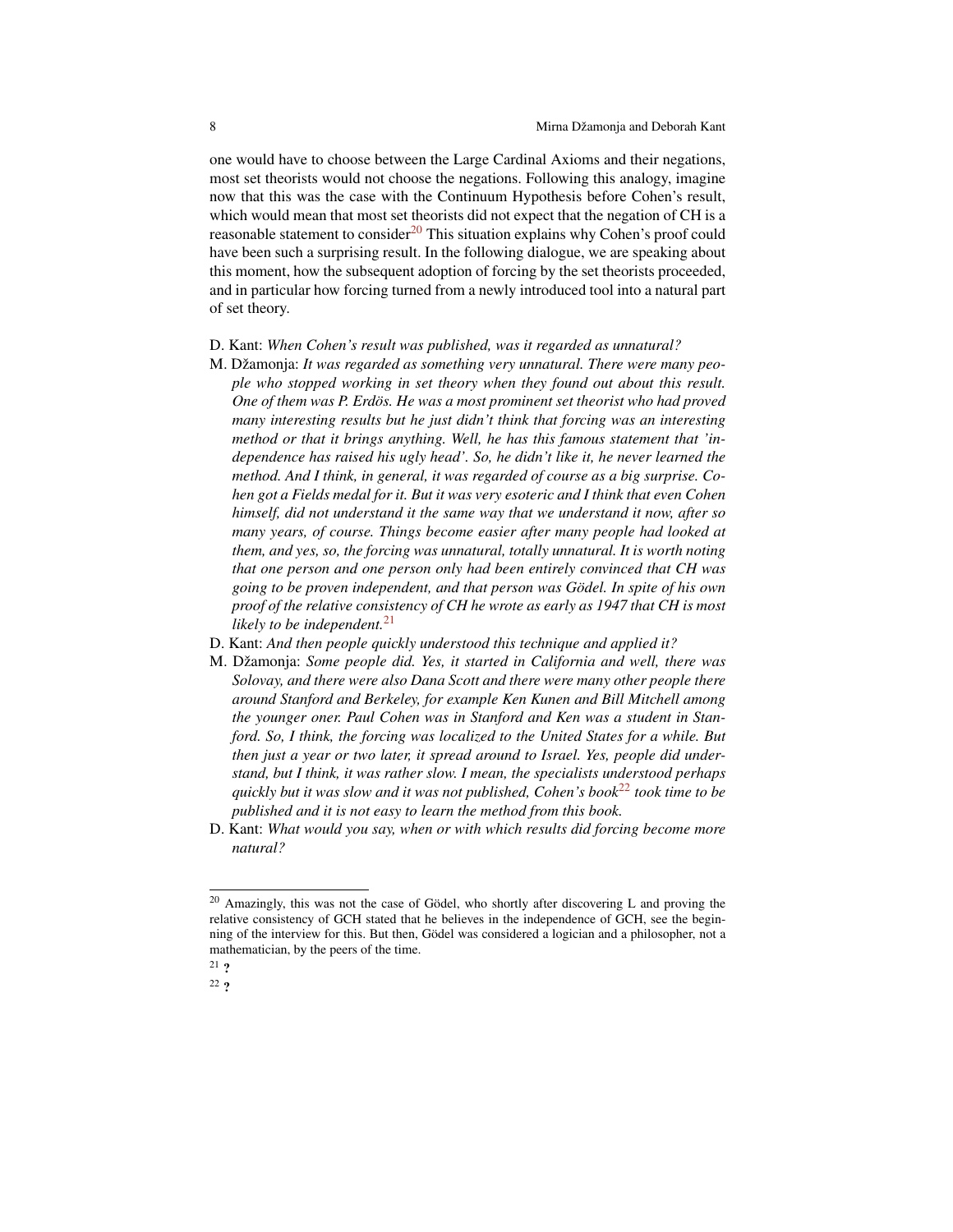one would have to choose between the Large Cardinal Axioms and their negations, most set theorists would not choose the negations. Following this analogy, imagine now that this was the case with the Continuum Hypothesis before Cohen's result, which would mean that most set theorists did not expect that the negation of CH is a reasonable statement to consider[20] This situation explains why Cohen's proof could have been such a surprising result. In the following dialogue, we are speaking about this moment, how the subsequent adoption of forcing by the set theorists proceeded, and in particular how forcing turned from a newly introduced tool into a natural part of set theory.

D. Kant: *When Cohen's result was published, was it regarded as unnatural?*

M. Džamonja: *It was regarded as something very unnatural. There were many people who stopped working in set theory when they found out about this result. One of them was P. Erdös. He was a most prominent set theorist who had proved many interesting results but he just didn't think that forcing was an interesting method or that it brings anything. Well, he has this famous statement that 'independence has raised his ugly head'. So, he didn't like it, he never learned the method. And I think, in general, it was regarded of course as a big surprise. Cohen got a Fields medal for it. But it was very esoteric and I think that even Cohen himself, did not understand it the same way that we understand it now, after so many years, of course. Things become easier after many people had looked at them, and yes, so, the forcing was unnatural, totally unnatural. It is worth noting that one person and one person only had been entirely convinced that CH was going to be proven independent, and that person was Gödel. In spite of his own proof of the relative consistency of CH he wrote as early as 1947 that CH is most likely to be independent.*[21]

D. Kant: *And then people quickly understood this technique and applied it?*

M. Džamonja: *Some people did. Yes, it started in California and well, there was Solovay, and there were also Dana Scott and there were many other people there around Stanford and Berkeley, for example Ken Kunen and Bill Mitchell among the younger oner. Paul Cohen was in Stanford and Ken was a student in Stanford. So, I think, the forcing was localized to the United States for a while. But then just a year or two later, it spread around to Israel. Yes, people did understand, but I think, it was rather slow. I mean, the specialists understood perhaps quickly but it was slow and it was not published, Cohen's book*[22] *took time to be published and it is not easy to learn the method from this book.*

D. Kant: *What would you say, when or with which results did forcing become more natural?*

---

[20] Amazingly, this was not the case of Gödel, who shortly after discovering L and proving the relative consistency of GCH stated that he believes in the independence of GCH, see the beginning of the interview for this. But then, Gödel was considered a logician and a philosopher, not a mathematician, by the peers of the time.

[21] **?**

[22] **?**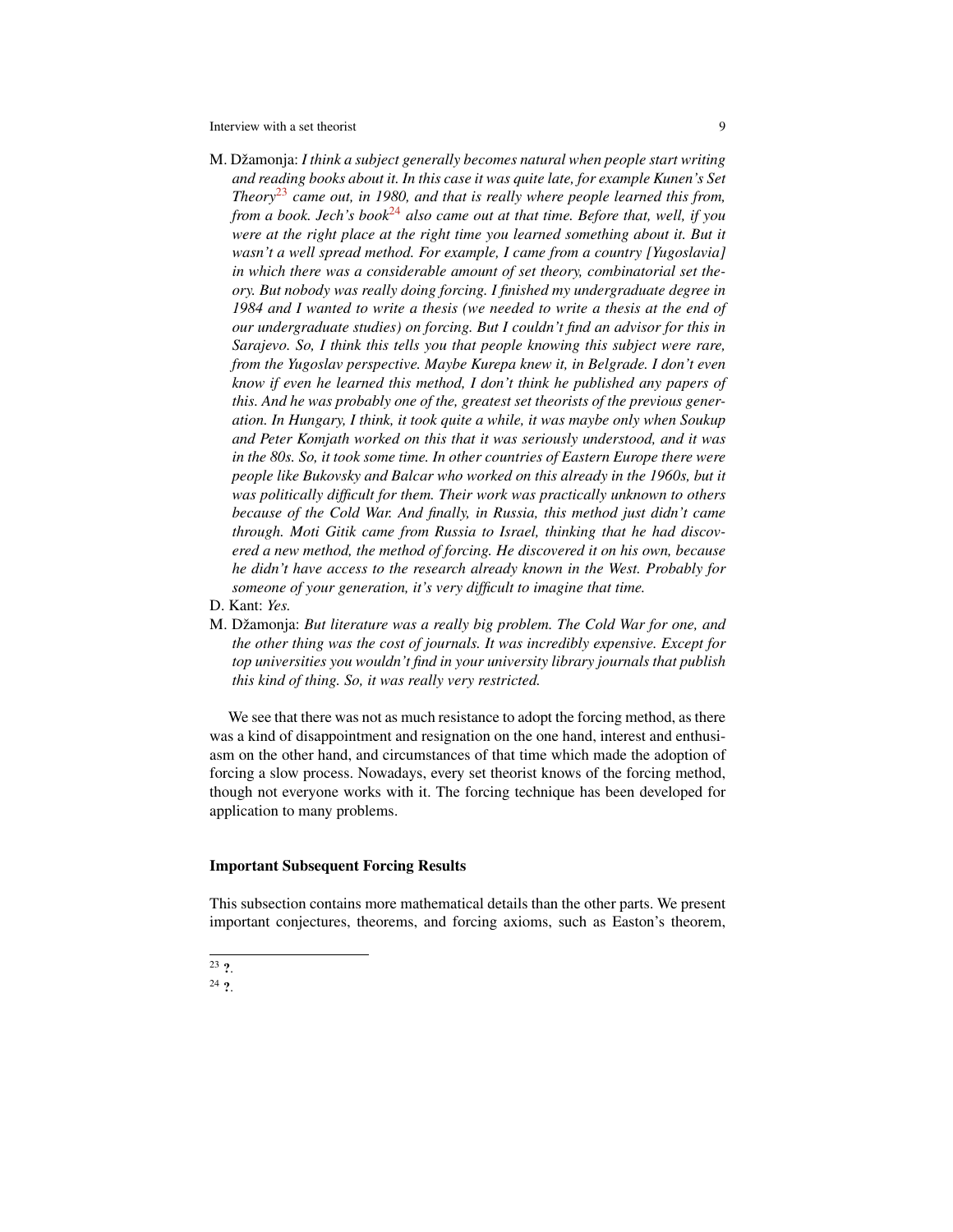M. Džamonja: *I think a subject generally becomes natural when people start writing and reading books about it. In this case it was quite late, for example Kunen's Set Theory*[23] *came out, in 1980, and that is really where people learned this from, from a book. Jech's book*[24] *also came out at that time. Before that, well, if you were at the right place at the right time you learned something about it. But it wasn't a well spread method. For example, I came from a country [Yugoslavia] in which there was a considerable amount of set theory, combinatorial set theory. But nobody was really doing forcing. I finished my undergraduate degree in 1984 and I wanted to write a thesis (we needed to write a thesis at the end of our undergraduate studies) on forcing. But I couldn't find an advisor for this in Sarajevo. So, I think this tells you that people knowing this subject were rare, from the Yugoslav perspective. Maybe Kurepa knew it, in Belgrade. I don't even know if even he learned this method, I don't think he published any papers of this. And he was probably one of the, greatest set theorists of the previous generation. In Hungary, I think, it took quite a while, it was maybe only when Soukup and Peter Komjath worked on this that it was seriously understood, and it was in the 80s. So, it took some time. In other countries of Eastern Europe there were people like Bukovsky and Balcar who worked on this already in the 1960s, but it was politically difficult for them. Their work was practically unknown to others because of the Cold War. And finally, in Russia, this method just didn't came through. Moti Gitik came from Russia to Israel, thinking that he had discovered a new method, the method of forcing. He discovered it on his own, because he didn't have access to the research already known in the West. Probably for someone of your generation, it's very difficult to imagine that time.*

D. Kant: *Yes.*

M. Džamonja: *But literature was a really big problem. The Cold War for one, and the other thing was the cost of journals. It was incredibly expensive. Except for top universities you wouldn't find in your university library journals that publish this kind of thing. So, it was really very restricted.*

We see that there was not as much resistance to adopt the forcing method, as there was a kind of disappointment and resignation on the one hand, interest and enthusiasm on the other hand, and circumstances of that time which made the adoption of forcing a slow process. Nowadays, every set theorist knows of the forcing method, though not everyone works with it. The forcing technique has been developed for application to many problems.

### Important Subsequent Forcing Results

This subsection contains more mathematical details than the other parts. We present important conjectures, theorems, and forcing axioms, such as Easton's theorem,

[23] **?**.

[24] **?**.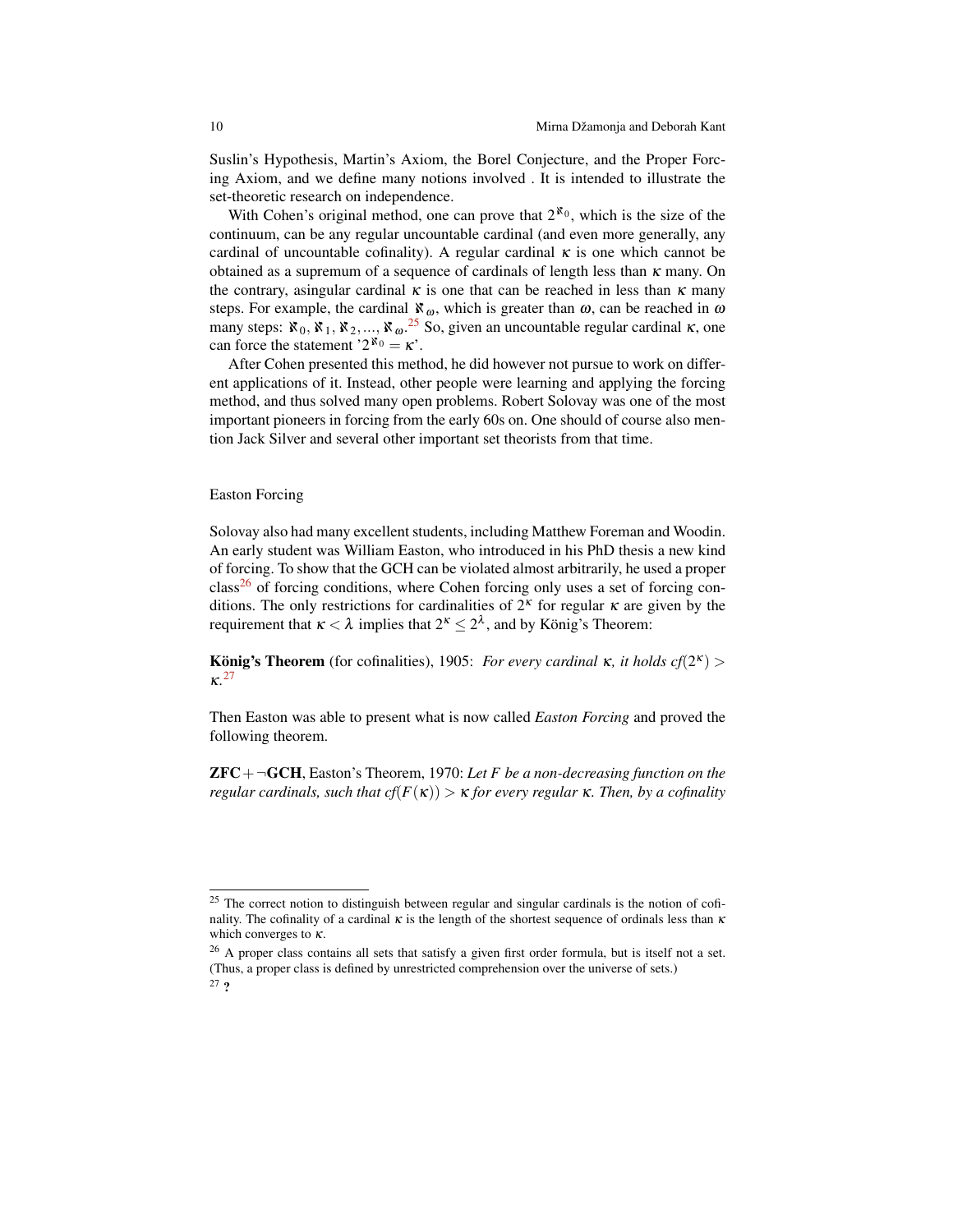Suslin's Hypothesis, Martin's Axiom, the Borel Conjecture, and the Proper Forcing Axiom, and we define many notions involved . It is intended to illustrate the set-theoretic research on independence.

With Cohen's original method, one can prove that $2^{\aleph_0}$, which is the size of the continuum, can be any regular uncountable cardinal (and even more generally, any cardinal of uncountable cofinality). A regular cardinal $\kappa$ is one which cannot be obtained as a supremum of a sequence of cardinals of length less than $\kappa$ many. On the contrary, asingular cardinal $\kappa$ is one that can be reached in less than $\kappa$ many steps. For example, the cardinal $\aleph_\omega$, which is greater than $\omega$, can be reached in $\omega$ many steps: $\aleph_0, \aleph_1, \aleph_2, ..., \aleph_\omega$.[25] So, given an uncountable regular cardinal $\kappa$, one can force the statement '$2^{\aleph_0} = \kappa$'.

After Cohen presented this method, he did however not pursue to work on different applications of it. Instead, other people were learning and applying the forcing method, and thus solved many open problems. Robert Solovay was one of the most important pioneers in forcing from the early 60s on. One should of course also mention Jack Silver and several other important set theorists from that time.

Easton Forcing

Solovay also had many excellent students, including Matthew Foreman and Woodin. An early student was William Easton, who introduced in his PhD thesis a new kind of forcing. To show that the GCH can be violated almost arbitrarily, he used a proper class[26] of forcing conditions, where Cohen forcing only uses a set of forcing conditions. The only restrictions for cardinalities of $2^\kappa$ for regular $\kappa$ are given by the requirement that $\kappa < \lambda$ implies that $2^\kappa \leq 2^\lambda$, and by König's Theorem:

**König's Theorem** (for cofinalities), 1905: *For every cardinal $\kappa$, it holds $cf(2^\kappa) > \kappa$.*[27]

Then Easton was able to present what is now called *Easton Forcing* and proved the following theorem.

**ZFC + ¬GCH**, Easton's Theorem, 1970: *Let $F$ be a non-decreasing function on the regular cardinals, such that $cf(F(\kappa)) > \kappa$ for every regular $\kappa$. Then, by a cofinality*

[25] The correct notion to distinguish between regular and singular cardinals is the notion of cofinality. The cofinality of a cardinal $\kappa$ is the length of the shortest sequence of ordinals less than $\kappa$ which converges to $\kappa$.

[26] A proper class contains all sets that satisfy a given first order formula, but is itself not a set. (Thus, a proper class is defined by unrestricted comprehension over the universe of sets.)

[27] **?**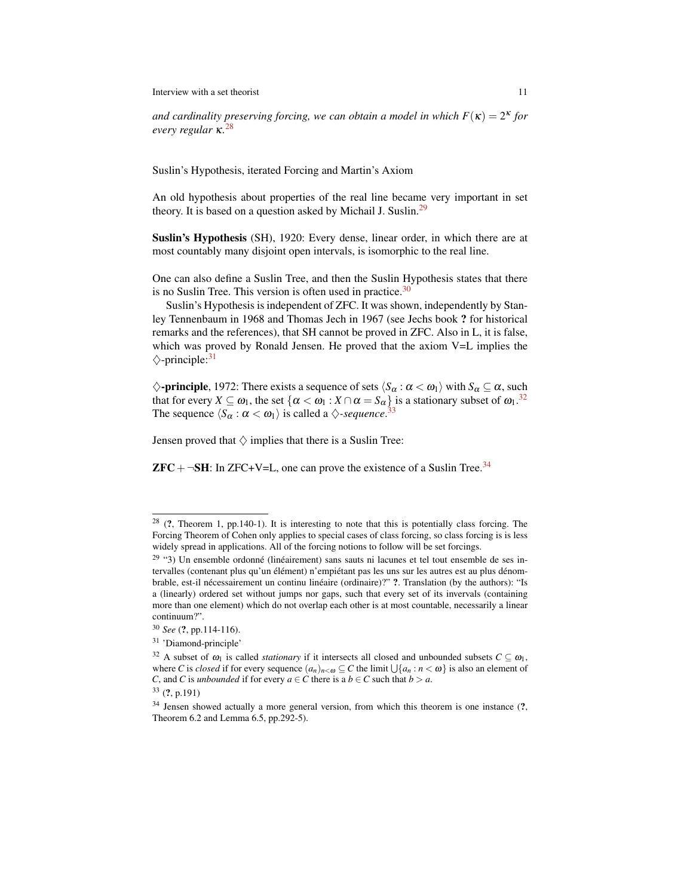*and cardinality preserving forcing, we can obtain a model in which $F(\kappa) = 2^\kappa$ for every regular $\kappa$.*[28]

## Suslin's Hypothesis, iterated Forcing and Martin's Axiom

An old hypothesis about properties of the real line became very important in set theory. It is based on a question asked by Michail J. Suslin.[29]

**Suslin's Hypothesis** (SH), 1920: Every dense, linear order, in which there are at most countably many disjoint open intervals, is isomorphic to the real line.

One can also define a Suslin Tree, and then the Suslin Hypothesis states that there is no Suslin Tree. This version is often used in practice.[30]

Suslin's Hypothesis is independent of ZFC. It was shown, independently by Stanley Tennenbaum in 1968 and Thomas Jech in 1967 (see Jechs book **?** for historical remarks and the references), that SH cannot be proved in ZFC. Also in L, it is false, which was proved by Ronald Jensen. He proved that the axiom V=L implies the $\diamondsuit$-principle:[31]

**$\diamondsuit$-principle**, 1972: There exists a sequence of sets $\langle S_\alpha : \alpha < \omega_1 \rangle$ with $S_\alpha \subseteq \alpha$, such that for every $X \subseteq \omega_1$, the set $\{\alpha < \omega_1 : X \cap \alpha = S_\alpha\}$ is a stationary subset of $\omega_1$.[32] The sequence $\langle S_\alpha : \alpha < \omega_1 \rangle$ is called a *$\diamondsuit$-sequence*.[33]

Jensen proved that $\diamondsuit$ implies that there is a Suslin Tree:

**ZFC + ¬SH**: In ZFC+V=L, one can prove the existence of a Suslin Tree.[34]

---

[28] (**?**, Theorem 1, pp.140-1). It is interesting to note that this is potentially class forcing. The Forcing Theorem of Cohen only applies to special cases of class forcing, so class forcing is is less widely spread in applications. All of the forcing notions to follow will be set forcings.

[29] "3) Un ensemble ordonné (linéairement) sans sauts ni lacunes et tel tout ensemble de ses intervalles (contenant plus qu'un élément) n'empiétant pas les uns sur les autres est au plus dénombrable, est-il nécessairement un continu linéaire (ordinaire)?" **?**. Translation (by the authors): "Is a (linearly) ordered set without jumps nor gaps, such that every set of its invervals (containing more than one element) which do not overlap each other is at most countable, necessarily a linear continuum?".

[30] *See* (**?**, pp.114-116).

[31] 'Diamond-principle'

[32] A subset of $\omega_1$ is called *stationary* if it intersects all closed and unbounded subsets $C \subseteq \omega_1$, where $C$ is *closed* if for every sequence $(a_n)_{n<\omega} \subseteq C$ the limit $\bigcup\{a_n : n < \omega\}$ is also an element of $C$, and $C$ is *unbounded* if for every $a \in C$ there is a $b \in C$ such that $b > a$.

[33] (**?**, p.191)

[34] Jensen showed actually a more general version, from which this theorem is one instance (**?**, Theorem 6.2 and Lemma 6.5, pp.292-5).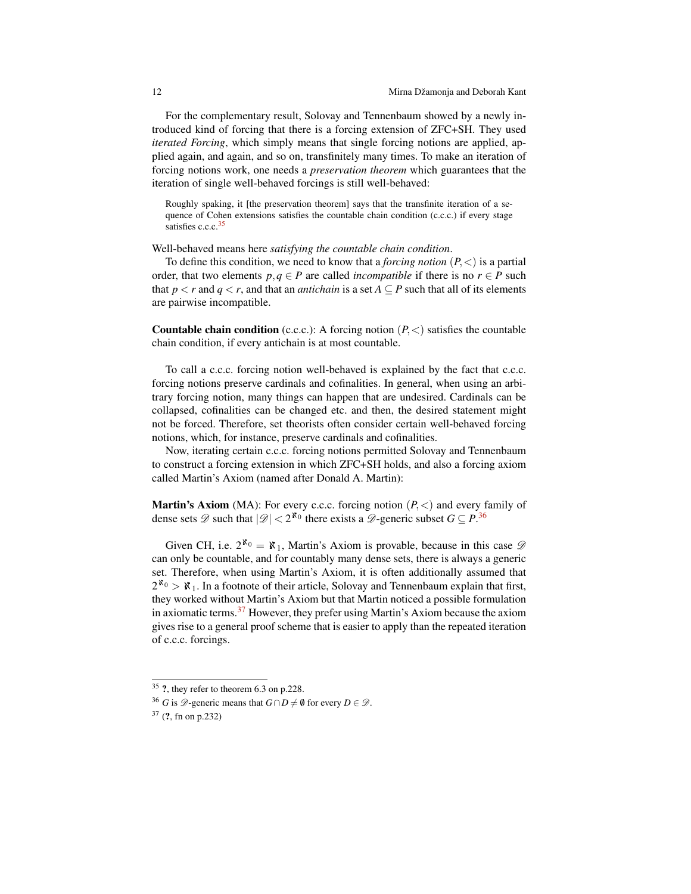For the complementary result, Solovay and Tennenbaum showed by a newly introduced kind of forcing that there is a forcing extension of ZFC+SH. They used *iterated Forcing*, which simply means that single forcing notions are applied, applied again, and again, and so on, transfinitely many times. To make an iteration of forcing notions work, one needs a *preservation theorem* which guarantees that the iteration of single well-behaved forcings is still well-behaved:

> Roughly spaking, it [the preservation theorem] says that the transfinite iteration of a sequence of Cohen extensions satisfies the countable chain condition (c.c.c.) if every stage satisfies c.c.c.[35]

Well-behaved means here *satisfying the countable chain condition*.

To define this condition, we need to know that a *forcing notion* $(P,<)$ is a partial order, that two elements $p,q \in P$ are called *incompatible* if there is no $r \in P$ such that $p < r$ and $q < r$, and that an *antichain* is a set $A \subseteq P$ such that all of its elements are pairwise incompatible.

**Countable chain condition** (c.c.c.): A forcing notion $(P,<)$ satisfies the countable chain condition, if every antichain is at most countable.

To call a c.c.c. forcing notion well-behaved is explained by the fact that c.c.c. forcing notions preserve cardinals and cofinalities. In general, when using an arbitrary forcing notion, many things can happen that are undesired. Cardinals can be collapsed, cofinalities can be changed etc. and then, the desired statement might not be forced. Therefore, set theorists often consider certain well-behaved forcing notions, which, for instance, preserve cardinals and cofinalities.

Now, iterating certain c.c.c. forcing notions permitted Solovay and Tennenbaum to construct a forcing extension in which ZFC+SH holds, and also a forcing axiom called Martin's Axiom (named after Donald A. Martin):

**Martin's Axiom** (MA): For every c.c.c. forcing notion $(P,<)$ and every family of dense sets $\mathscr{D}$ such that $|\mathscr{D}| < 2^{\aleph_0}$ there exists a $\mathscr{D}$-generic subset $G \subseteq P$.[36]

Given CH, i.e. $2^{\aleph_0} = \aleph_1$, Martin's Axiom is provable, because in this case $\mathscr{D}$ can only be countable, and for countably many dense sets, there is always a generic set. Therefore, when using Martin's Axiom, it is often additionally assumed that $2^{\aleph_0} > \aleph_1$. In a footnote of their article, Solovay and Tennenbaum explain that first, they worked without Martin's Axiom but that Martin noticed a possible formulation in axiomatic terms.[37] However, they prefer using Martin's Axiom because the axiom gives rise to a general proof scheme that is easier to apply than the repeated iteration of c.c.c. forcings.

---

[35] **?**, they refer to theorem 6.3 on p.228.

[36] $G$ is $\mathscr{D}$-generic means that $G \cap D \neq \emptyset$ for every $D \in \mathscr{D}$.

[37] (**?**, fn on p.232)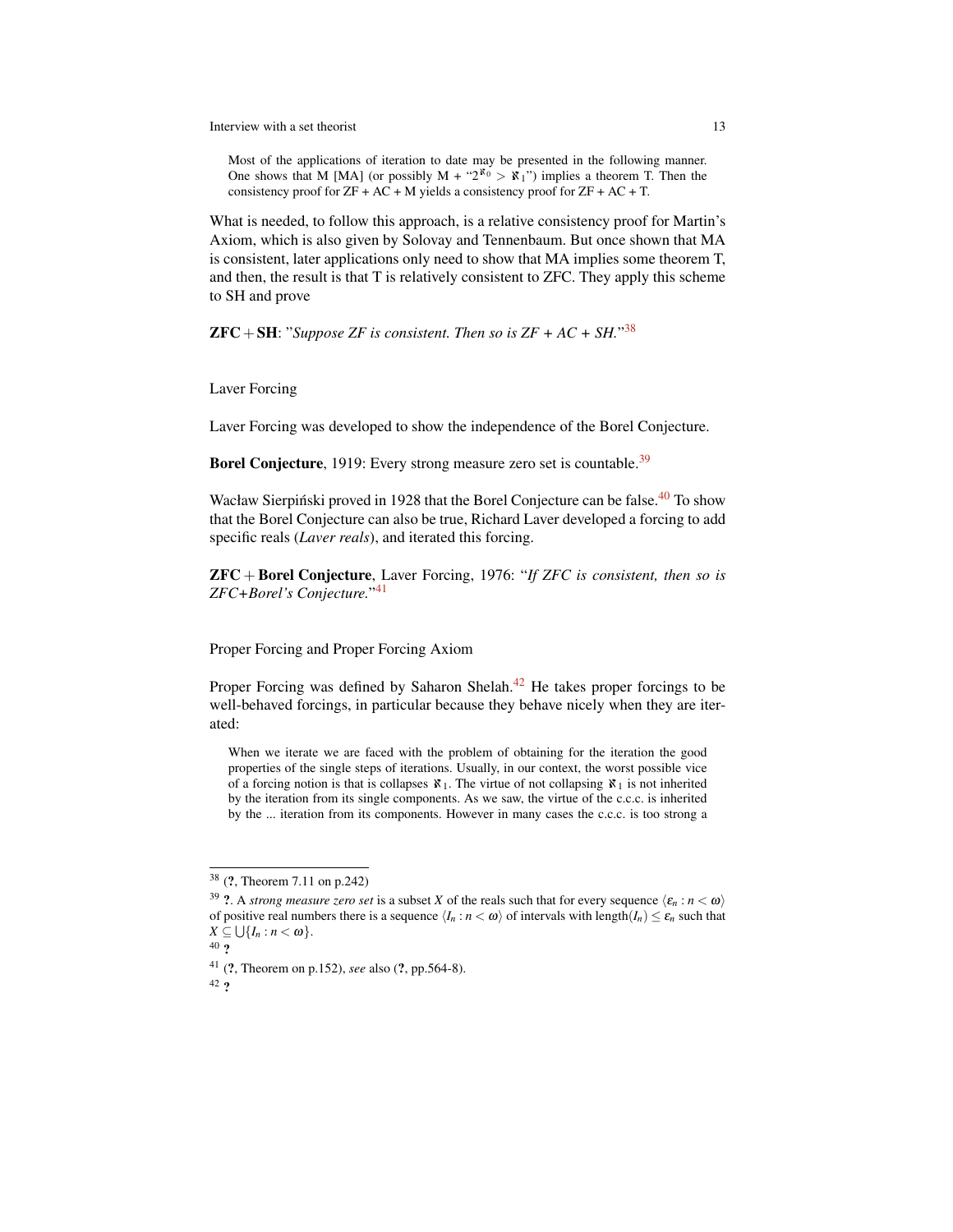> Most of the applications of iteration to date may be presented in the following manner. One shows that M [MA] (or possibly M + "$2^{\aleph_0} > \aleph_1$") implies a theorem T. Then the consistency proof for ZF + AC + M yields a consistency proof for ZF + AC + T.

What is needed, to follow this approach, is a relative consistency proof for Martin's Axiom, which is also given by Solovay and Tennenbaum. But once shown that MA is consistent, later applications only need to show that MA implies some theorem T, and then, the result is that T is relatively consistent to ZFC. They apply this scheme to SH and prove

**ZFC + SH**: "*Suppose ZF is consistent. Then so is ZF + AC + SH.*"[38]

Laver Forcing

Laver Forcing was developed to show the independence of the Borel Conjecture.

**Borel Conjecture**, 1919: Every strong measure zero set is countable.[39]

Wacław Sierpiński proved in 1928 that the Borel Conjecture can be false.[40] To show that the Borel Conjecture can also be true, Richard Laver developed a forcing to add specific reals (*Laver reals*), and iterated this forcing.

**ZFC + Borel Conjecture**, Laver Forcing, 1976: "*If ZFC is consistent, then so is ZFC+Borel's Conjecture.*"[41]

Proper Forcing and Proper Forcing Axiom

Proper Forcing was defined by Saharon Shelah.[42] He takes proper forcings to be well-behaved forcings, in particular because they behave nicely when they are iterated:

> When we iterate we are faced with the problem of obtaining for the iteration the good properties of the single steps of iterations. Usually, in our context, the worst possible vice of a forcing notion is that is collapses $\aleph_1$. The virtue of not collapsing $\aleph_1$ is not inherited by the iteration from its single components. As we saw, the virtue of the c.c.c. is inherited by the ... iteration from its components. However in many cases the c.c.c. is too strong a

---

[38] (**?**, Theorem 7.11 on p.242)

[39] **?**. A *strong measure zero set* is a subset $X$ of the reals such that for every sequence $\langle \varepsilon_n : n < \omega \rangle$ of positive real numbers there is a sequence $\langle I_n : n < \omega \rangle$ of intervals with length$(I_n) \leq \varepsilon_n$ such that $X \subseteq \bigcup \{I_n : n < \omega\}$.

[40] **?**

[41] (**?**, Theorem on p.152), *see* also (**?**, pp.564-8).

[42] **?**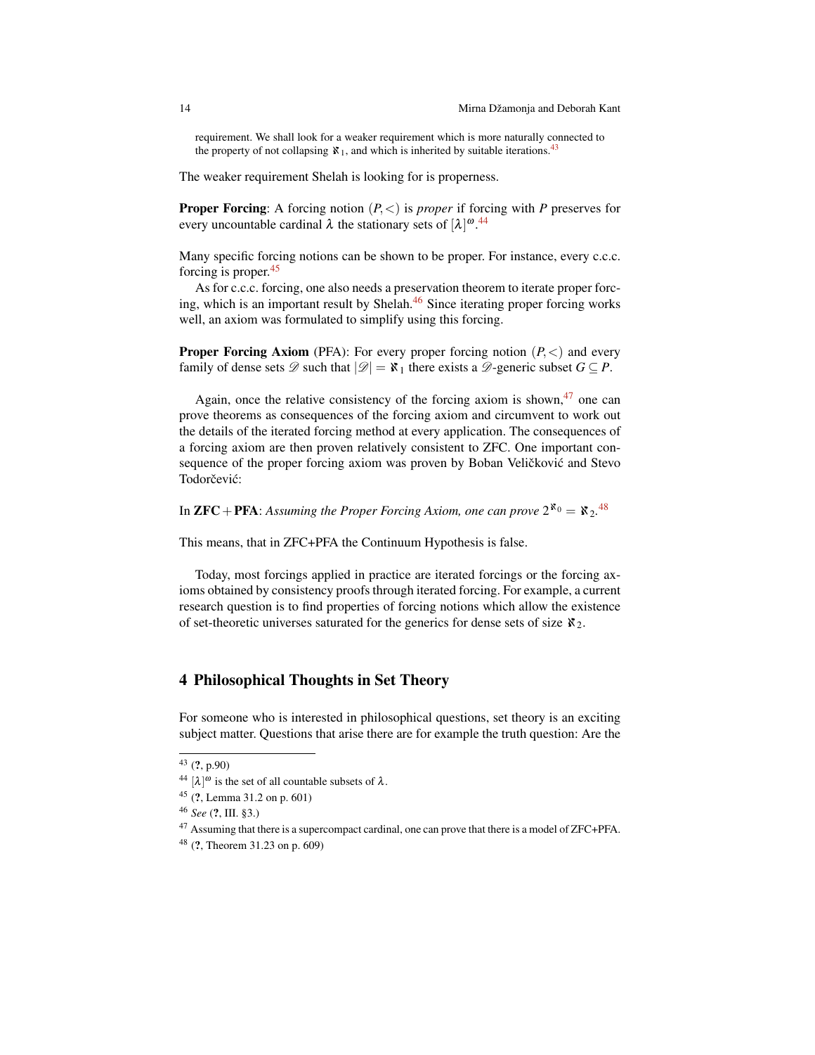requirement. We shall look for a weaker requirement which is more naturally connected to the property of not collapsing $\aleph_1$, and which is inherited by suitable iterations.[43]

The weaker requirement Shelah is looking for is properness.

**Proper Forcing**: A forcing notion $(P,<)$ is *proper* if forcing with $P$ preserves for every uncountable cardinal $\lambda$ the stationary sets of $[\lambda]^\omega$.[44]

Many specific forcing notions can be shown to be proper. For instance, every c.c.c. forcing is proper.[45]

As for c.c.c. forcing, one also needs a preservation theorem to iterate proper forcing, which is an important result by Shelah.[46] Since iterating proper forcing works well, an axiom was formulated to simplify using this forcing.

**Proper Forcing Axiom** (PFA): For every proper forcing notion $(P,<)$ and every family of dense sets $\mathscr{D}$ such that $|\mathscr{D}| = \aleph_1$ there exists a $\mathscr{D}$-generic subset $G \subseteq P$.

Again, once the relative consistency of the forcing axiom is shown,[47] one can prove theorems as consequences of the forcing axiom and circumvent to work out the details of the iterated forcing method at every application. The consequences of a forcing axiom are then proven relatively consistent to ZFC. One important consequence of the proper forcing axiom was proven by Boban Veličković and Stevo Todorčević:

In **ZFC + PFA**: *Assuming the Proper Forcing Axiom, one can prove* $2^{\aleph_0} = \aleph_2$.[48]

This means, that in ZFC+PFA the Continuum Hypothesis is false.

Today, most forcings applied in practice are iterated forcings or the forcing axioms obtained by consistency proofs through iterated forcing. For example, a current research question is to find properties of forcing notions which allow the existence of set-theoretic universes saturated for the generics for dense sets of size $\aleph_2$.

## 4 Philosophical Thoughts in Set Theory

For someone who is interested in philosophical questions, set theory is an exciting subject matter. Questions that arise there are for example the truth question: Are the

---

[43] (**?**, p.90)

[44] $[\lambda]^\omega$ is the set of all countable subsets of $\lambda$.

[45] (**?**, Lemma 31.2 on p. 601)

[46] *See* (**?**, III. §3.)

[47] Assuming that there is a supercompact cardinal, one can prove that there is a model of ZFC+PFA.

[48] (**?**, Theorem 31.23 on p. 609)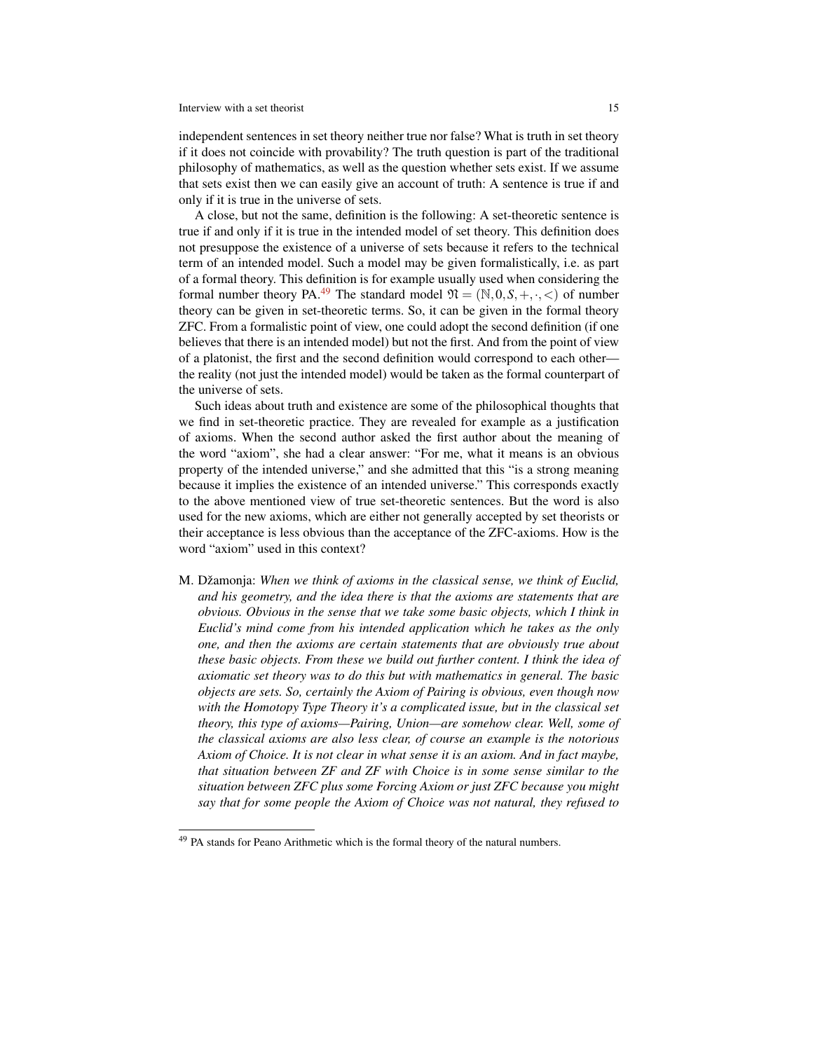independent sentences in set theory neither true nor false? What is truth in set theory if it does not coincide with provability? The truth question is part of the traditional philosophy of mathematics, as well as the question whether sets exist. If we assume that sets exist then we can easily give an account of truth: A sentence is true if and only if it is true in the universe of sets.

A close, but not the same, definition is the following: A set-theoretic sentence is true if and only if it is true in the intended model of set theory. This definition does not presuppose the existence of a universe of sets because it refers to the technical term of an intended model. Such a model may be given formalistically, i.e. as part of a formal theory. This definition is for example usually used when considering the formal number theory PA.[49] The standard model $\mathfrak{N} = (\mathbb{N}, 0, S, +, \cdot, <)$ of number theory can be given in set-theoretic terms. So, it can be given in the formal theory ZFC. From a formalistic point of view, one could adopt the second definition (if one believes that there is an intended model) but not the first. And from the point of view of a platonist, the first and the second definition would correspond to each other—the reality (not just the intended model) would be taken as the formal counterpart of the universe of sets.

Such ideas about truth and existence are some of the philosophical thoughts that we find in set-theoretic practice. They are revealed for example as a justification of axioms. When the second author asked the first author about the meaning of the word "axiom", she had a clear answer: "For me, what it means is an obvious property of the intended universe," and she admitted that this "is a strong meaning because it implies the existence of an intended universe." This corresponds exactly to the above mentioned view of true set-theoretic sentences. But the word is also used for the new axioms, which are either not generally accepted by set theorists or their acceptance is less obvious than the acceptance of the ZFC-axioms. How is the word "axiom" used in this context?

M. Džamonja: *When we think of axioms in the classical sense, we think of Euclid, and his geometry, and the idea there is that the axioms are statements that are obvious. Obvious in the sense that we take some basic objects, which I think in Euclid's mind come from his intended application which he takes as the only one, and then the axioms are certain statements that are obviously true about these basic objects. From these we build out further content. I think the idea of axiomatic set theory was to do this but with mathematics in general. The basic objects are sets. So, certainly the Axiom of Pairing is obvious, even though now with the Homotopy Type Theory it's a complicated issue, but in the classical set theory, this type of axioms—Pairing, Union—are somehow clear. Well, some of the classical axioms are also less clear, of course an example is the notorious Axiom of Choice. It is not clear in what sense it is an axiom. And in fact maybe, that situation between ZF and ZF with Choice is in some sense similar to the situation between ZFC plus some Forcing Axiom or just ZFC because you might say that for some people the Axiom of Choice was not natural, they refused to*

[49] PA stands for Peano Arithmetic which is the formal theory of the natural numbers.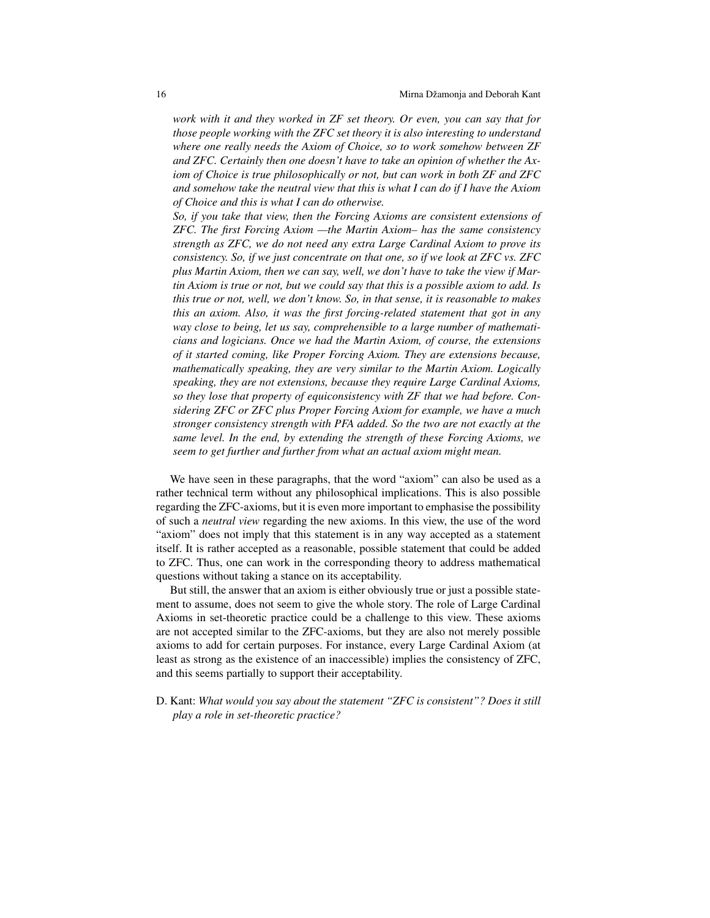*work with it and they worked in ZF set theory. Or even, you can say that for those people working with the ZFC set theory it is also interesting to understand where one really needs the Axiom of Choice, so to work somehow between ZF and ZFC. Certainly then one doesn't have to take an opinion of whether the Axiom of Choice is true philosophically or not, but can work in both ZF and ZFC and somehow take the neutral view that this is what I can do if I have the Axiom of Choice and this is what I can do otherwise.*

*So, if you take that view, then the Forcing Axioms are consistent extensions of ZFC. The first Forcing Axiom —the Martin Axiom– has the same consistency strength as ZFC, we do not need any extra Large Cardinal Axiom to prove its consistency. So, if we just concentrate on that one, so if we look at ZFC vs. ZFC plus Martin Axiom, then we can say, well, we don't have to take the view if Martin Axiom is true or not, but we could say that this is a possible axiom to add. Is this true or not, well, we don't know. So, in that sense, it is reasonable to makes this an axiom. Also, it was the first forcing-related statement that got in any way close to being, let us say, comprehensible to a large number of mathematicians and logicians. Once we had the Martin Axiom, of course, the extensions of it started coming, like Proper Forcing Axiom. They are extensions because, mathematically speaking, they are very similar to the Martin Axiom. Logically speaking, they are not extensions, because they require Large Cardinal Axioms, so they lose that property of equiconsistency with ZF that we had before. Considering ZFC or ZFC plus Proper Forcing Axiom for example, we have a much stronger consistency strength with PFA added. So the two are not exactly at the same level. In the end, by extending the strength of these Forcing Axioms, we seem to get further and further from what an actual axiom might mean.*

We have seen in these paragraphs, that the word "axiom" can also be used as a rather technical term without any philosophical implications. This is also possible regarding the ZFC-axioms, but it is even more important to emphasise the possibility of such a *neutral view* regarding the new axioms. In this view, the use of the word "axiom" does not imply that this statement is in any way accepted as a statement itself. It is rather accepted as a reasonable, possible statement that could be added to ZFC. Thus, one can work in the corresponding theory to address mathematical questions without taking a stance on its acceptability.

But still, the answer that an axiom is either obviously true or just a possible statement to assume, does not seem to give the whole story. The role of Large Cardinal Axioms in set-theoretic practice could be a challenge to this view. These axioms are not accepted similar to the ZFC-axioms, but they are also not merely possible axioms to add for certain purposes. For instance, every Large Cardinal Axiom (at least as strong as the existence of an inaccessible) implies the consistency of ZFC, and this seems partially to support their acceptability.

D. Kant: *What would you say about the statement "ZFC is consistent"? Does it still play a role in set-theoretic practice?*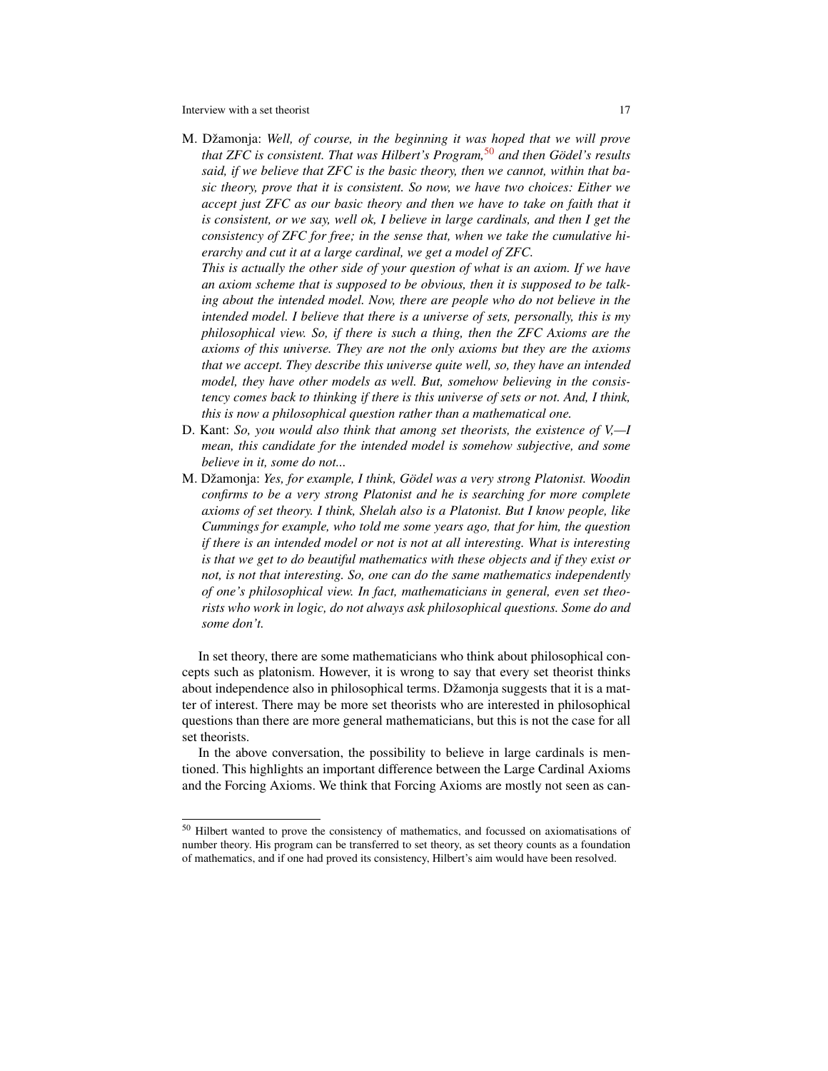M. Džamonja: *Well, of course, in the beginning it was hoped that we will prove that ZFC is consistent. That was Hilbert's Program,*[50] *and then Gödel's results said, if we believe that ZFC is the basic theory, then we cannot, within that basic theory, prove that it is consistent. So now, we have two choices: Either we accept just ZFC as our basic theory and then we have to take on faith that it is consistent, or we say, well ok, I believe in large cardinals, and then I get the consistency of ZFC for free; in the sense that, when we take the cumulative hierarchy and cut it at a large cardinal, we get a model of ZFC.*

*This is actually the other side of your question of what is an axiom. If we have an axiom scheme that is supposed to be obvious, then it is supposed to be talking about the intended model. Now, there are people who do not believe in the intended model. I believe that there is a universe of sets, personally, this is my philosophical view. So, if there is such a thing, then the ZFC Axioms are the axioms of this universe. They are not the only axioms but they are the axioms that we accept. They describe this universe quite well, so, they have an intended model, they have other models as well. But, somehow believing in the consistency comes back to thinking if there is this universe of sets or not. And, I think, this is now a philosophical question rather than a mathematical one.*

D. Kant: *So, you would also think that among set theorists, the existence of V,—I mean, this candidate for the intended model is somehow subjective, and some believe in it, some do not...*

M. Džamonja: *Yes, for example, I think, Gödel was a very strong Platonist. Woodin confirms to be a very strong Platonist and he is searching for more complete axioms of set theory. I think, Shelah also is a Platonist. But I know people, like Cummings for example, who told me some years ago, that for him, the question if there is an intended model or not is not at all interesting. What is interesting is that we get to do beautiful mathematics with these objects and if they exist or not, is not that interesting. So, one can do the same mathematics independently of one's philosophical view. In fact, mathematicians in general, even set theorists who work in logic, do not always ask philosophical questions. Some do and some don't.*

In set theory, there are some mathematicians who think about philosophical concepts such as platonism. However, it is wrong to say that every set theorist thinks about independence also in philosophical terms. Džamonja suggests that it is a matter of interest. There may be more set theorists who are interested in philosophical questions than there are more general mathematicians, but this is not the case for all set theorists.

In the above conversation, the possibility to believe in large cardinals is mentioned. This highlights an important difference between the Large Cardinal Axioms and the Forcing Axioms. We think that Forcing Axioms are mostly not seen as can-

[50] Hilbert wanted to prove the consistency of mathematics, and focussed on axiomatisations of number theory. His program can be transferred to set theory, as set theory counts as a foundation of mathematics, and if one had proved its consistency, Hilbert's aim would have been resolved.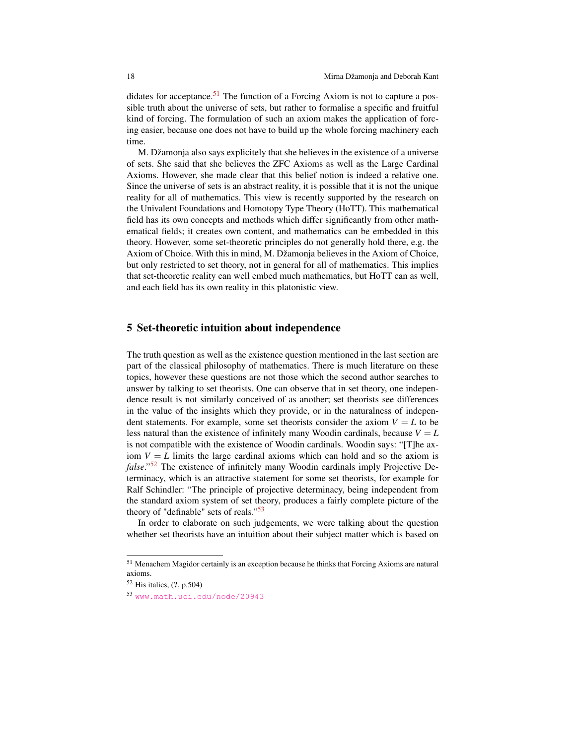didates for acceptance.[51] The function of a Forcing Axiom is not to capture a possible truth about the universe of sets, but rather to formalise a specific and fruitful kind of forcing. The formulation of such an axiom makes the application of forcing easier, because one does not have to build up the whole forcing machinery each time.

M. Džamonja also says explicitely that she believes in the existence of a universe of sets. She said that she believes the ZFC Axioms as well as the Large Cardinal Axioms. However, she made clear that this belief notion is indeed a relative one. Since the universe of sets is an abstract reality, it is possible that it is not the unique reality for all of mathematics. This view is recently supported by the research on the Univalent Foundations and Homotopy Type Theory (HoTT). This mathematical field has its own concepts and methods which differ significantly from other mathematical fields; it creates own content, and mathematics can be embedded in this theory. However, some set-theoretic principles do not generally hold there, e.g. the Axiom of Choice. With this in mind, M. Džamonja believes in the Axiom of Choice, but only restricted to set theory, not in general for all of mathematics. This implies that set-theoretic reality can well embed much mathematics, but HoTT can as well, and each field has its own reality in this platonistic view.

## 5 Set-theoretic intuition about independence

The truth question as well as the existence question mentioned in the last section are part of the classical philosophy of mathematics. There is much literature on these topics, however these questions are not those which the second author searches to answer by talking to set theorists. One can observe that in set theory, one independence result is not similarly conceived of as another; set theorists see differences in the value of the insights which they provide, or in the naturalness of independent statements. For example, some set theorists consider the axiom $V = L$ to be less natural than the existence of infinitely many Woodin cardinals, because $V = L$ is not compatible with the existence of Woodin cardinals. Woodin says: "[T]he axiom $V = L$ limits the large cardinal axioms which can hold and so the axiom is *false*."[52] The existence of infinitely many Woodin cardinals imply Projective Determinacy, which is an attractive statement for some set theorists, for example for Ralf Schindler: "The principle of projective determinacy, being independent from the standard axiom system of set theory, produces a fairly complete picture of the theory of "definable" sets of reals."[53]

In order to elaborate on such judgements, we were talking about the question whether set theorists have an intuition about their subject matter which is based on

---

[51] Menachem Magidor certainly is an exception because he thinks that Forcing Axioms are natural axioms.

[52] His italics, (**?**, p.504)

[53] www.math.uci.edu/node/20943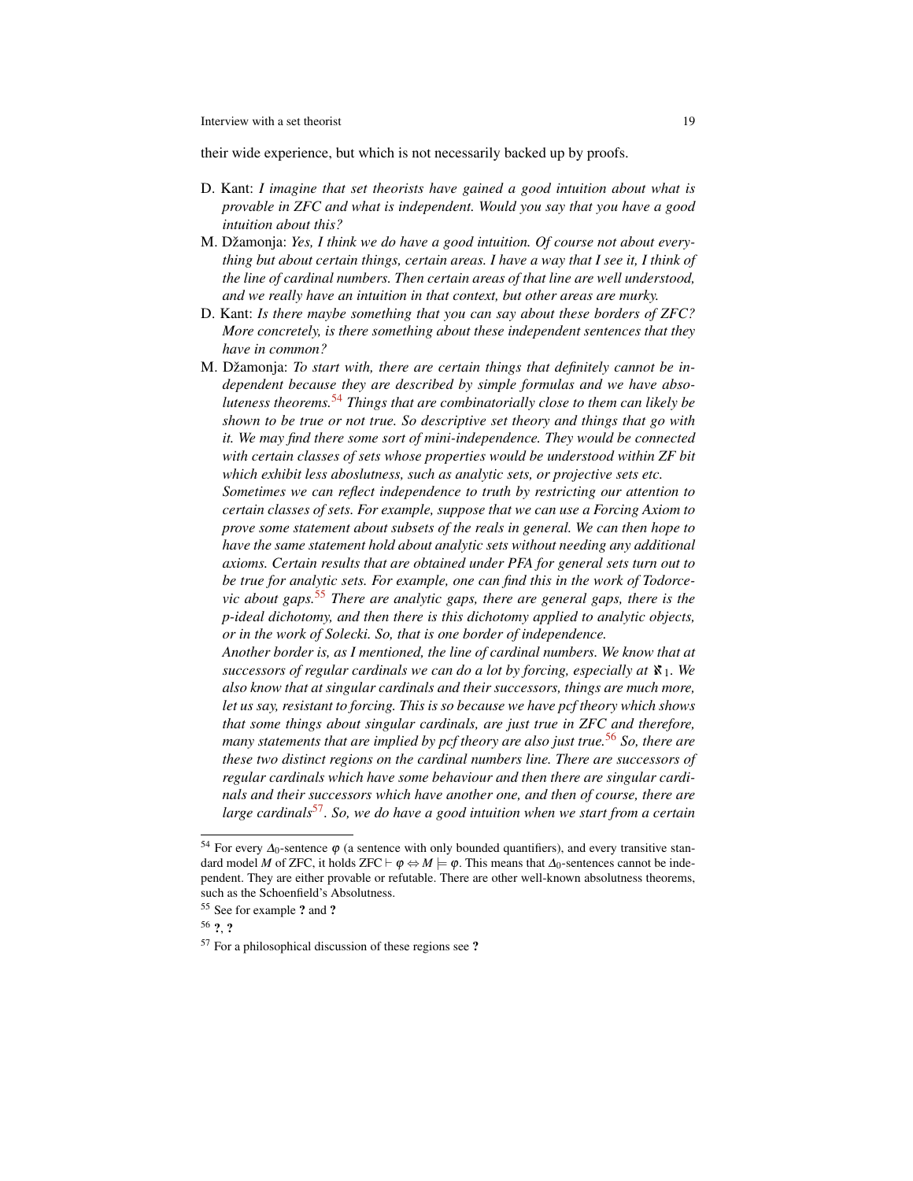their wide experience, but which is not necessarily backed up by proofs.

- D. Kant: *I imagine that set theorists have gained a good intuition about what is provable in ZFC and what is independent. Would you say that you have a good intuition about this?*
- M. Džamonja: *Yes, I think we do have a good intuition. Of course not about everything but about certain things, certain areas. I have a way that I see it, I think of the line of cardinal numbers. Then certain areas of that line are well understood, and we really have an intuition in that context, but other areas are murky.*
- D. Kant: *Is there maybe something that you can say about these borders of ZFC? More concretely, is there something about these independent sentences that they have in common?*
- M. Džamonja: *To start with, there are certain things that definitely cannot be independent because they are described by simple formulas and we have absoluteness theorems.*[54] *Things that are combinatorially close to them can likely be shown to be true or not true. So descriptive set theory and things that go with it. We may find there some sort of mini-independence. They would be connected with certain classes of sets whose properties would be understood within ZF bit which exhibit less aboslutness, such as analytic sets, or projective sets etc.*
  *Sometimes we can reflect independence to truth by restricting our attention to certain classes of sets. For example, suppose that we can use a Forcing Axiom to prove some statement about subsets of the reals in general. We can then hope to have the same statement hold about analytic sets without needing any additional axioms. Certain results that are obtained under PFA for general sets turn out to be true for analytic sets. For example, one can find this in the work of Todorcevic about gaps.*[55] *There are analytic gaps, there are general gaps, there is the p-ideal dichotomy, and then there is this dichotomy applied to analytic objects, or in the work of Solecki. So, that is one border of independence.*
  *Another border is, as I mentioned, the line of cardinal numbers. We know that at successors of regular cardinals we can do a lot by forcing, especially at $\aleph_1$. We also know that at singular cardinals and their successors, things are much more, let us say, resistant to forcing. This is so because we have pcf theory which shows that some things about singular cardinals, are just true in ZFC and therefore, many statements that are implied by pcf theory are also just true.*[56] *So, there are these two distinct regions on the cardinal numbers line. There are successors of regular cardinals which have some behaviour and then there are singular cardinals and their successors which have another one, and then of course, there are large cardinals*[57]*. So, we do have a good intuition when we start from a certain*

---

[54] For every $\Delta_0$-sentence $\varphi$ (a sentence with only bounded quantifiers), and every transitive standard model $M$ of ZFC, it holds $\mathrm{ZFC} \vdash \varphi \Leftrightarrow M \models \varphi$. This means that $\Delta_0$-sentences cannot be independent. They are either provable or refutable. There are other well-known absolutness theorems, such as the Schoenfield's Absolutness.

[55] See for example **?** and **?**

[56] **?**, **?**

[57] For a philosophical discussion of these regions see **?**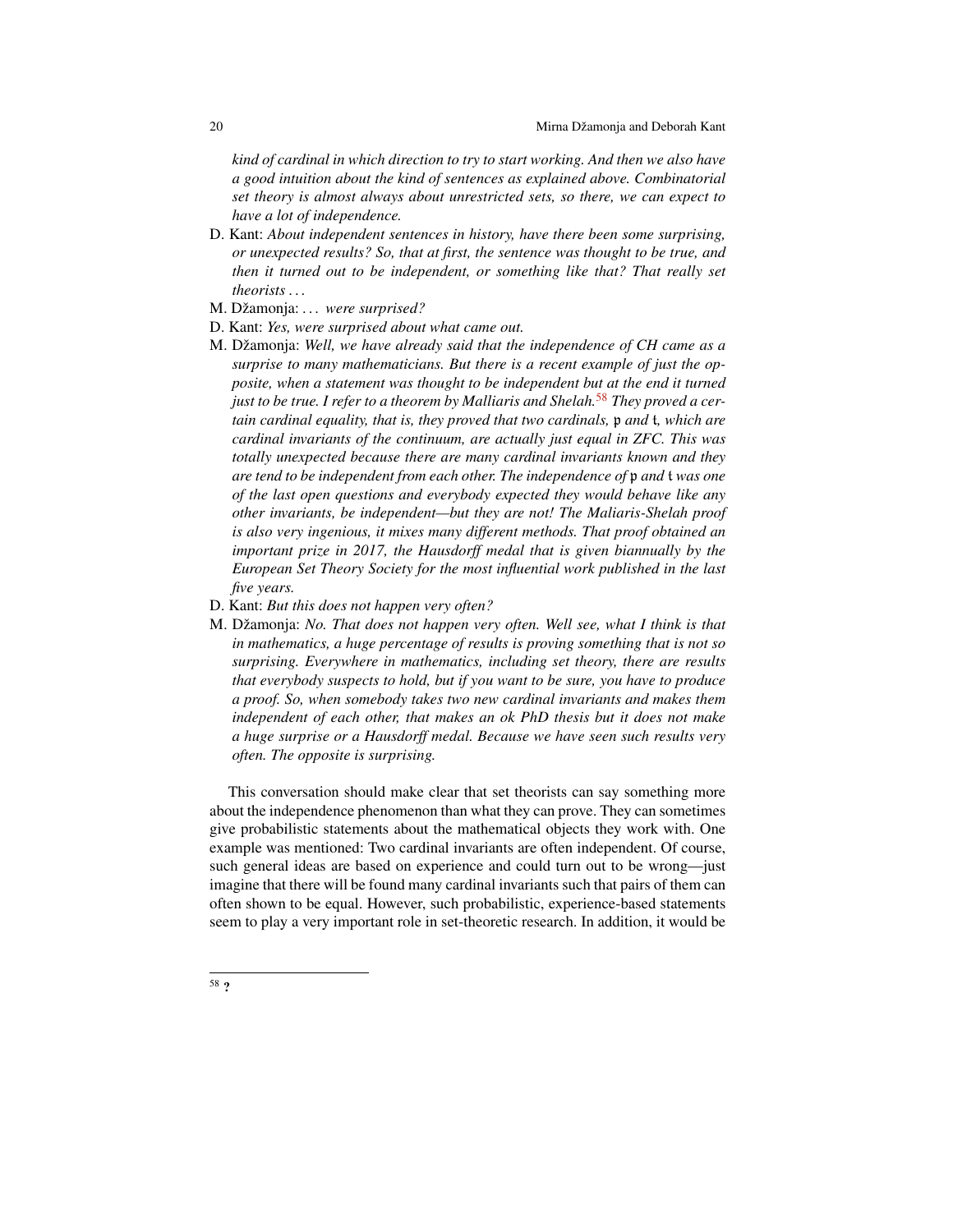*kind of cardinal in which direction to try to start working. And then we also have a good intuition about the kind of sentences as explained above. Combinatorial set theory is almost always about unrestricted sets, so there, we can expect to have a lot of independence.*

D. Kant: *About independent sentences in history, have there been some surprising, or unexpected results? So, that at first, the sentence was thought to be true, and then it turned out to be independent, or something like that? That really set theorists . . .*

M. Džamonja: *. . . were surprised?*

D. Kant: *Yes, were surprised about what came out.*

M. Džamonja: *Well, we have already said that the independence of CH came as a surprise to many mathematicians. But there is a recent example of just the opposite, when a statement was thought to be independent but at the end it turned just to be true. I refer to a theorem by Malliaris and Shelah.*[58] *They proved a certain cardinal equality, that is, they proved that two cardinals, $\mathfrak{p}$ and $\mathfrak{t}$, which are cardinal invariants of the continuum, are actually just equal in ZFC. This was totally unexpected because there are many cardinal invariants known and they are tend to be independent from each other. The independence of $\mathfrak{p}$ and $\mathfrak{t}$ was one of the last open questions and everybody expected they would behave like any other invariants, be independent—but they are not! The Maliaris-Shelah proof is also very ingenious, it mixes many different methods. That proof obtained an important prize in 2017, the Hausdorff medal that is given biannually by the European Set Theory Society for the most influential work published in the last five years.*

D. Kant: *But this does not happen very often?*

M. Džamonja: *No. That does not happen very often. Well see, what I think is that in mathematics, a huge percentage of results is proving something that is not so surprising. Everywhere in mathematics, including set theory, there are results that everybody suspects to hold, but if you want to be sure, you have to produce a proof. So, when somebody takes two new cardinal invariants and makes them independent of each other, that makes an ok PhD thesis but it does not make a huge surprise or a Hausdorff medal. Because we have seen such results very often. The opposite is surprising.*

This conversation should make clear that set theorists can say something more about the independence phenomenon than what they can prove. They can sometimes give probabilistic statements about the mathematical objects they work with. One example was mentioned: Two cardinal invariants are often independent. Of course, such general ideas are based on experience and could turn out to be wrong—just imagine that there will be found many cardinal invariants such that pairs of them can often shown to be equal. However, such probabilistic, experience-based statements seem to play a very important role in set-theoretic research. In addition, it would be

[58] **?**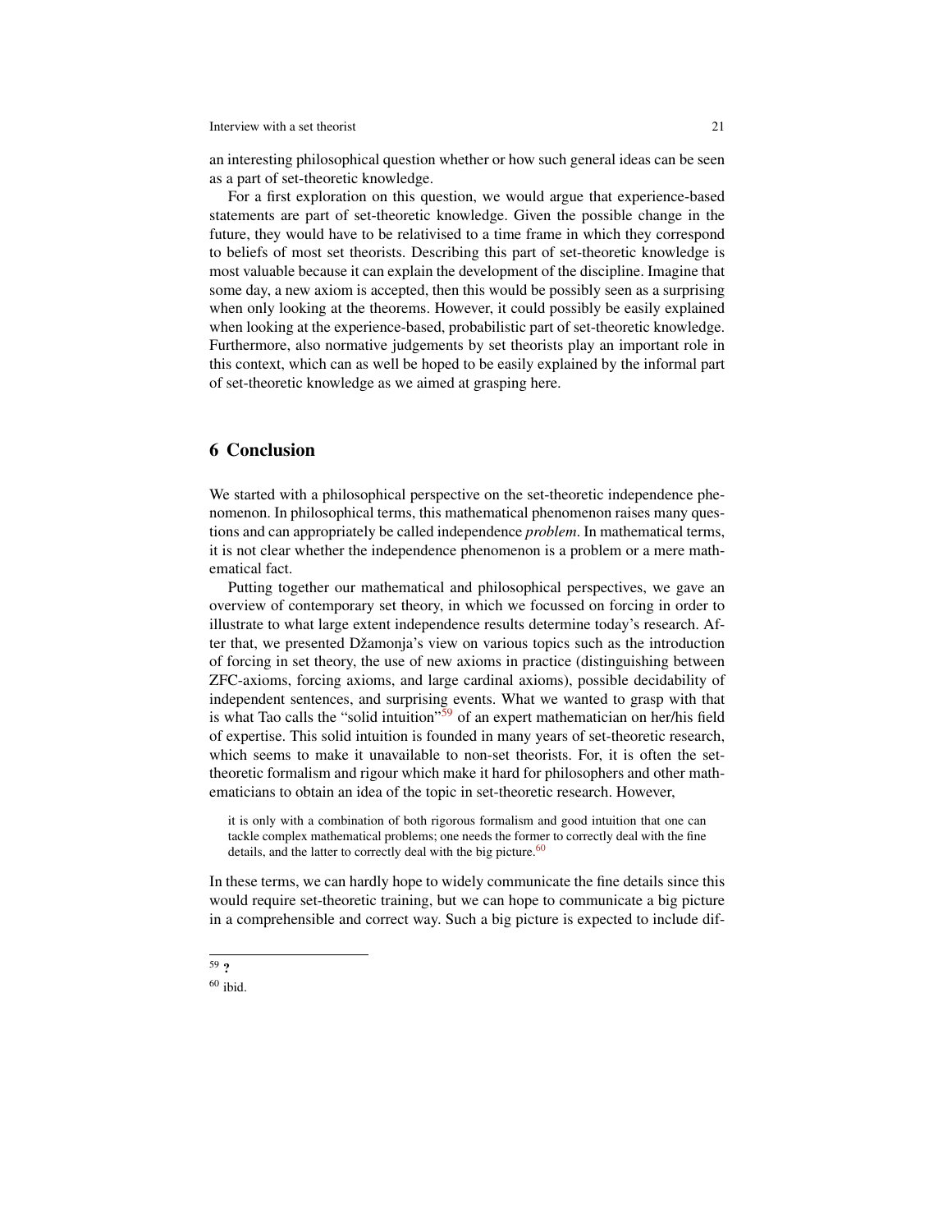an interesting philosophical question whether or how such general ideas can be seen as a part of set-theoretic knowledge.

For a first exploration on this question, we would argue that experience-based statements are part of set-theoretic knowledge. Given the possible change in the future, they would have to be relativised to a time frame in which they correspond to beliefs of most set theorists. Describing this part of set-theoretic knowledge is most valuable because it can explain the development of the discipline. Imagine that some day, a new axiom is accepted, then this would be possibly seen as a surprising when only looking at the theorems. However, it could possibly be easily explained when looking at the experience-based, probabilistic part of set-theoretic knowledge. Furthermore, also normative judgements by set theorists play an important role in this context, which can as well be hoped to be easily explained by the informal part of set-theoretic knowledge as we aimed at grasping here.

## 6 Conclusion

We started with a philosophical perspective on the set-theoretic independence phenomenon. In philosophical terms, this mathematical phenomenon raises many questions and can appropriately be called independence *problem*. In mathematical terms, it is not clear whether the independence phenomenon is a problem or a mere mathematical fact.

Putting together our mathematical and philosophical perspectives, we gave an overview of contemporary set theory, in which we focussed on forcing in order to illustrate to what large extent independence results determine today's research. After that, we presented Džamonja's view on various topics such as the introduction of forcing in set theory, the use of new axioms in practice (distinguishing between ZFC-axioms, forcing axioms, and large cardinal axioms), possible decidability of independent sentences, and surprising events. What we wanted to grasp with that is what Tao calls the "solid intuition"[59] of an expert mathematician on her/his field of expertise. This solid intuition is founded in many years of set-theoretic research, which seems to make it unavailable to non-set theorists. For, it is often the set-theoretic formalism and rigour which make it hard for philosophers and other mathematicians to obtain an idea of the topic in set-theoretic research. However,

> it is only with a combination of both rigorous formalism and good intuition that one can tackle complex mathematical problems; one needs the former to correctly deal with the fine details, and the latter to correctly deal with the big picture.[60]

In these terms, we can hardly hope to widely communicate the fine details since this would require set-theoretic training, but we can hope to communicate a big picture in a comprehensible and correct way. Such a big picture is expected to include dif-

[59] **?**

[60] ibid.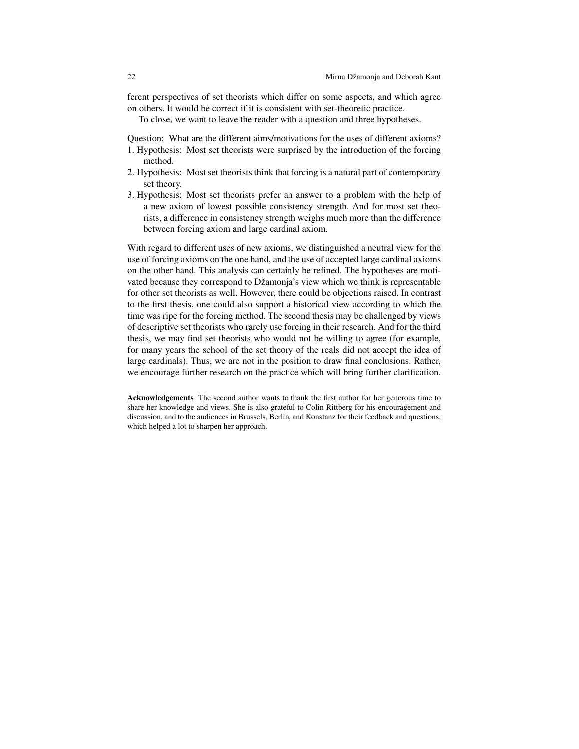ferent perspectives of set theorists which differ on some aspects, and which agree on others. It would be correct if it is consistent with set-theoretic practice.

To close, we want to leave the reader with a question and three hypotheses.

Question: What are the different aims/motivations for the uses of different axioms?

1. Hypothesis: Most set theorists were surprised by the introduction of the forcing method.
2. Hypothesis: Most set theorists think that forcing is a natural part of contemporary set theory.
3. Hypothesis: Most set theorists prefer an answer to a problem with the help of a new axiom of lowest possible consistency strength. And for most set theorists, a difference in consistency strength weighs much more than the difference between forcing axiom and large cardinal axiom.

With regard to different uses of new axioms, we distinguished a neutral view for the use of forcing axioms on the one hand, and the use of accepted large cardinal axioms on the other hand. This analysis can certainly be refined. The hypotheses are motivated because they correspond to Džamonja's view which we think is representable for other set theorists as well. However, there could be objections raised. In contrast to the first thesis, one could also support a historical view according to which the time was ripe for the forcing method. The second thesis may be challenged by views of descriptive set theorists who rarely use forcing in their research. And for the third thesis, we may find set theorists who would not be willing to agree (for example, for many years the school of the set theory of the reals did not accept the idea of large cardinals). Thus, we are not in the position to draw final conclusions. Rather, we encourage further research on the practice which will bring further clarification.

**Acknowledgements** The second author wants to thank the first author for her generous time to share her knowledge and views. She is also grateful to Colin Rittberg for his encouragement and discussion, and to the audiences in Brussels, Berlin, and Konstanz for their feedback and questions, which helped a lot to sharpen her approach.